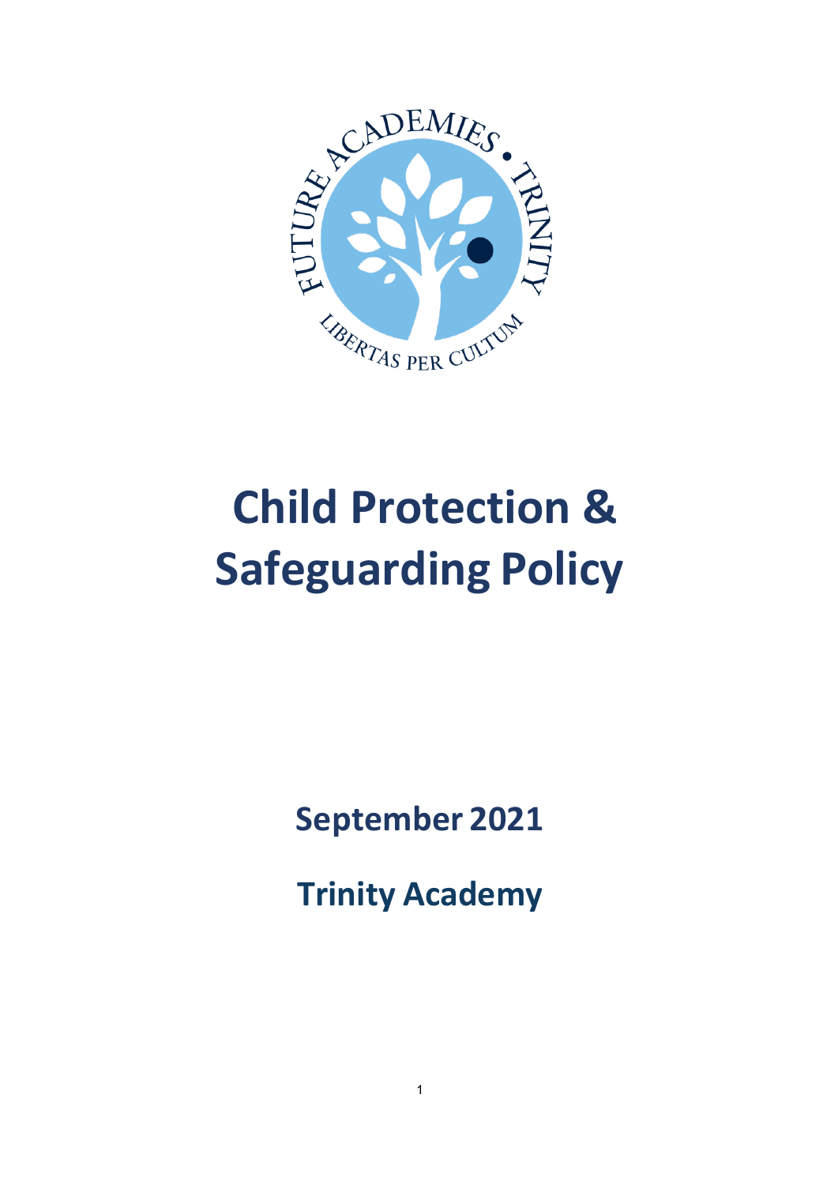# Child Protection & Safeguarding Policy

**September 2021**

**Trinity Academy**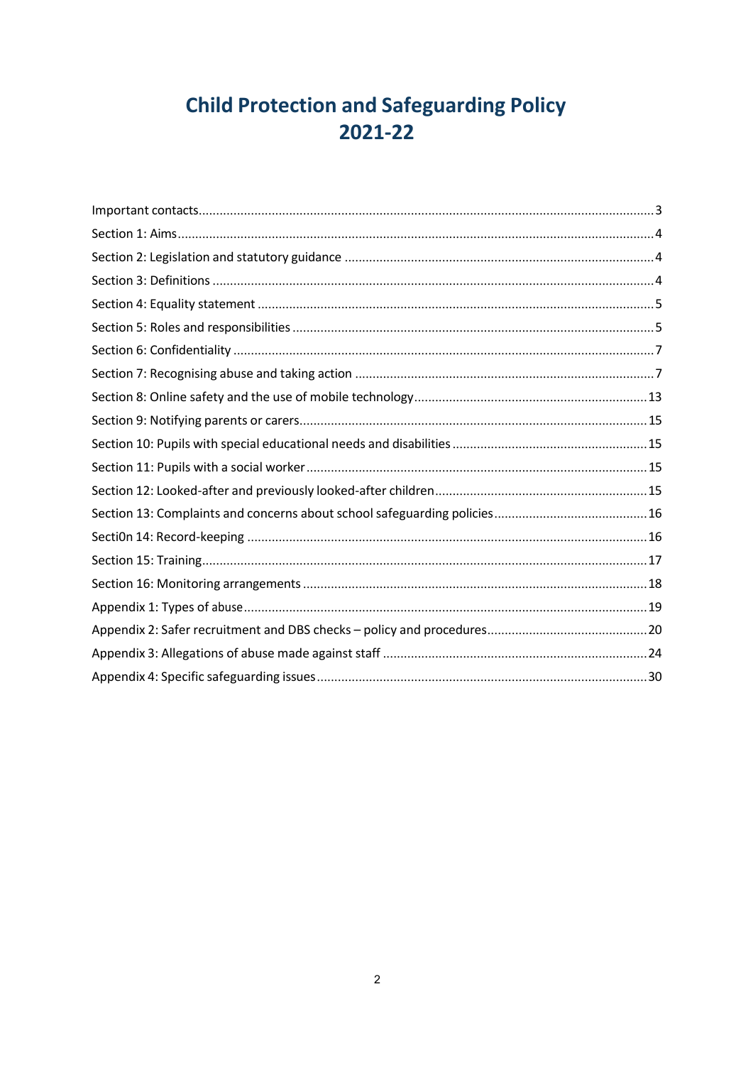# Child Protection and Safeguarding Policy 2021-22

Important contacts.....3

Section 1: Aims.....4

Section 2: Legislation and statutory guidance .....4

Section 3: Definitions .....4

Section 4: Equality statement .....5

Section 5: Roles and responsibilities .....5

Section 6: Confidentiality .....7

Section 7: Recognising abuse and taking action .....7

Section 8: Online safety and the use of mobile technology.....13

Section 9: Notifying parents or carers.....15

Section 10: Pupils with special educational needs and disabilities .....15

Section 11: Pupils with a social worker .....15

Section 12: Looked-after and previously looked-after children.....15

Section 13: Complaints and concerns about school safeguarding policies.....16

Secti0n 14: Record-keeping .....16

Section 15: Training.....17

Section 16: Monitoring arrangements .....18

Appendix 1: Types of abuse.....19

Appendix 2: Safer recruitment and DBS checks – policy and procedures.....20

Appendix 3: Allegations of abuse made against staff .....24

Appendix 4: Specific safeguarding issues.....30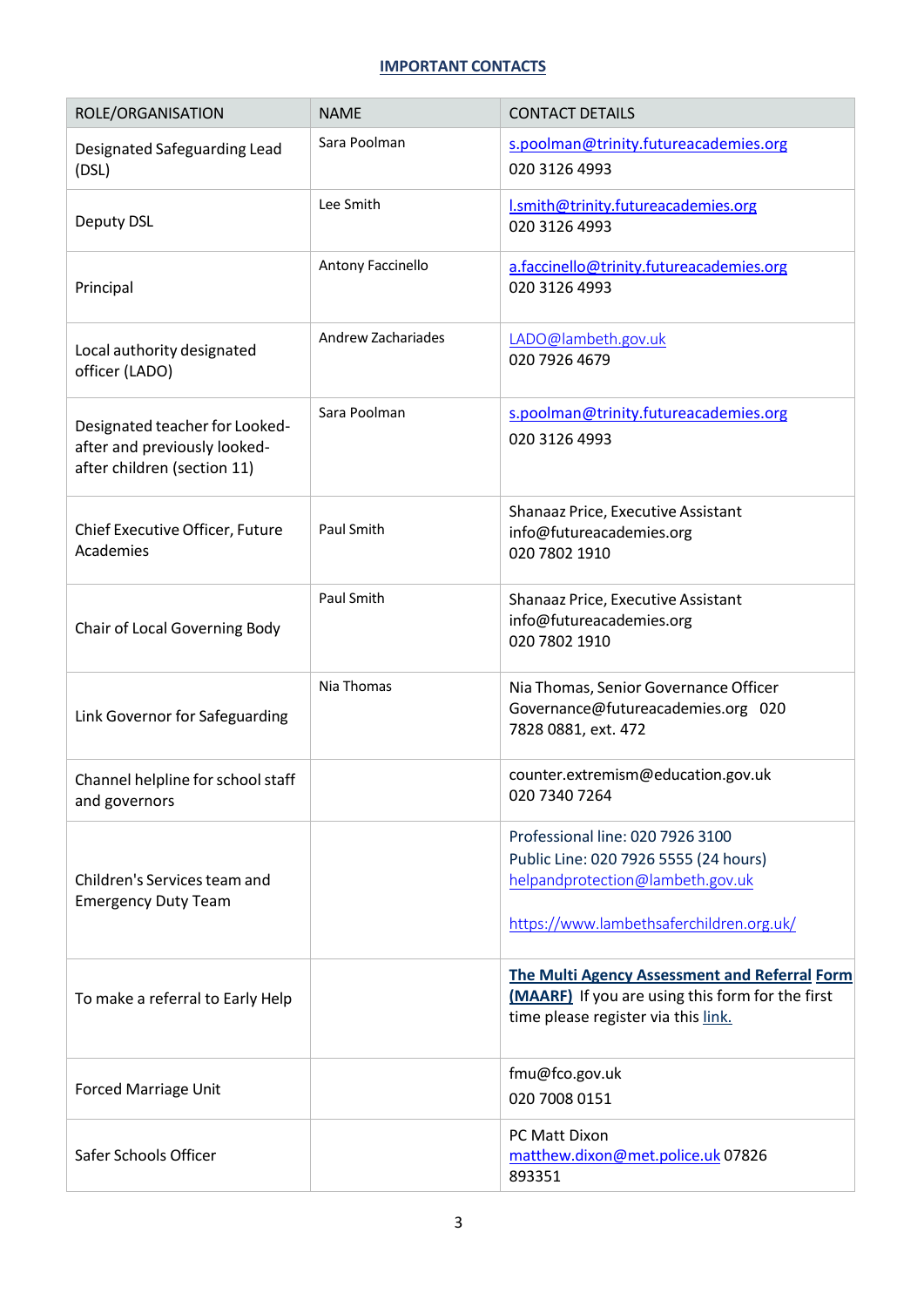## IMPORTANT CONTACTS

| ROLE/ORGANISATION | NAME | CONTACT DETAILS |
|---|---|---|
| Designated Safeguarding Lead (DSL) | Sara Poolman | s.poolman@trinity.futureacademies.org<br>020 3126 4993 |
| Deputy DSL | Lee Smith | l.smith@trinity.futureacademies.org<br>020 3126 4993 |
| Principal | Antony Faccinello | a.faccinello@trinity.futureacademies.org<br>020 3126 4993 |
| Local authority designated officer (LADO) | Andrew Zachariades | LADO@lambeth.gov.uk<br>020 7926 4679 |
| Designated teacher for Looked-after and previously looked-after children (section 11) | Sara Poolman | s.poolman@trinity.futureacademies.org<br>020 3126 4993 |
| Chief Executive Officer, Future Academies | Paul Smith | Shanaaz Price, Executive Assistant<br>info@futureacademies.org<br>020 7802 1910 |
| Chair of Local Governing Body | Paul Smith | Shanaaz Price, Executive Assistant<br>info@futureacademies.org<br>020 7802 1910 |
| Link Governor for Safeguarding | Nia Thomas | Nia Thomas, Senior Governance Officer<br>Governance@futureacademies.org 020 7828 0881, ext. 472 |
| Channel helpline for school staff and governors | | counter.extremism@education.gov.uk<br>020 7340 7264 |
| Children's Services team and Emergency Duty Team | | Professional line: 020 7926 3100<br>Public Line: 020 7926 5555 (24 hours)<br>helpandprotection@lambeth.gov.uk<br><br>https://www.lambethsaferchildren.org.uk/ |
| To make a referral to Early Help | | **The Multi Agency Assessment and Referral Form (MAARF)** If you are using this form for the first time please register via this link. |
| Forced Marriage Unit | | fmu@fco.gov.uk<br>020 7008 0151 |
| Safer Schools Officer | | PC Matt Dixon<br>matthew.dixon@met.police.uk 07826 893351 |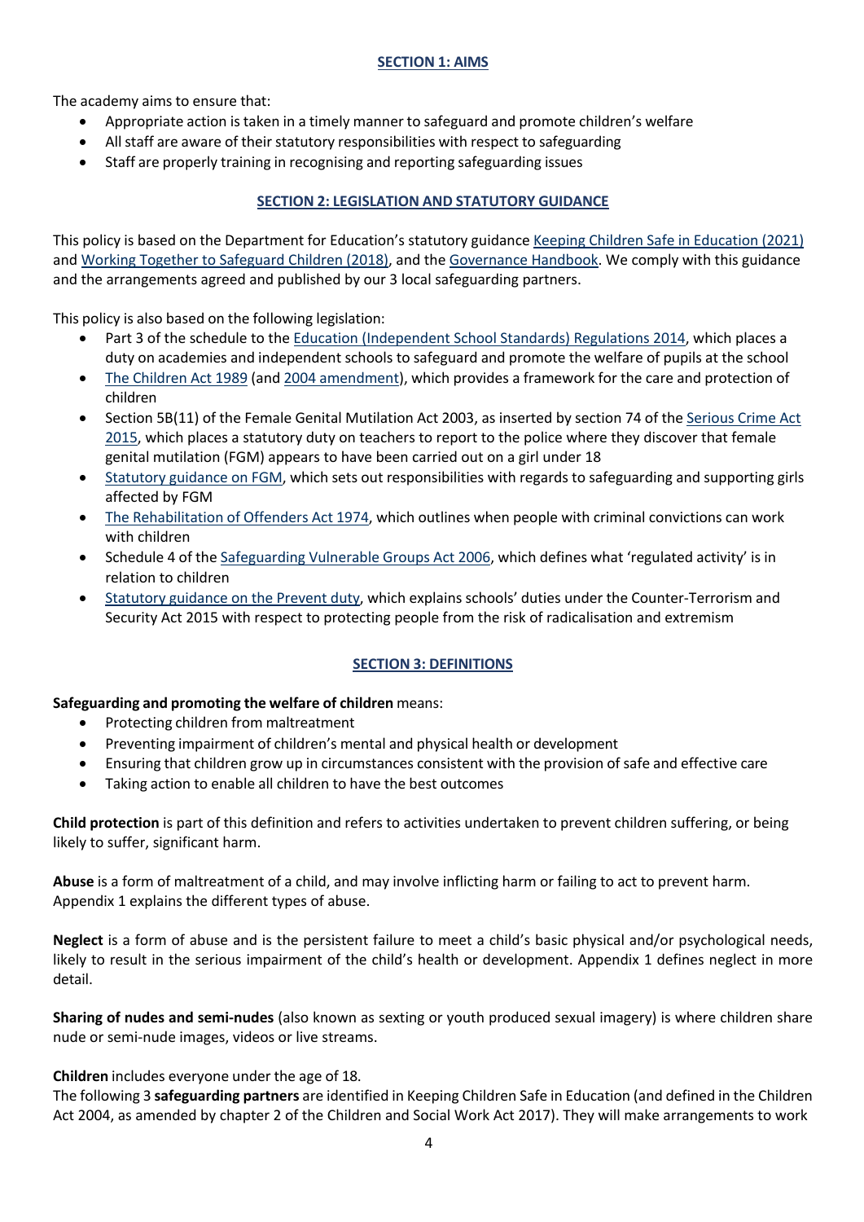## SECTION 1: AIMS

The academy aims to ensure that:

- Appropriate action is taken in a timely manner to safeguard and promote children's welfare
- All staff are aware of their statutory responsibilities with respect to safeguarding
- Staff are properly training in recognising and reporting safeguarding issues

## SECTION 2: LEGISLATION AND STATUTORY GUIDANCE

This policy is based on the Department for Education's statutory guidance Keeping Children Safe in Education (2021) and Working Together to Safeguard Children (2018), and the Governance Handbook. We comply with this guidance and the arrangements agreed and published by our 3 local safeguarding partners.

This policy is also based on the following legislation:

- Part 3 of the schedule to the Education (Independent School Standards) Regulations 2014, which places a duty on academies and independent schools to safeguard and promote the welfare of pupils at the school
- The Children Act 1989 (and 2004 amendment), which provides a framework for the care and protection of children
- Section 5B(11) of the Female Genital Mutilation Act 2003, as inserted by section 74 of the Serious Crime Act 2015, which places a statutory duty on teachers to report to the police where they discover that female genital mutilation (FGM) appears to have been carried out on a girl under 18
- Statutory guidance on FGM, which sets out responsibilities with regards to safeguarding and supporting girls affected by FGM
- The Rehabilitation of Offenders Act 1974, which outlines when people with criminal convictions can work with children
- Schedule 4 of the Safeguarding Vulnerable Groups Act 2006, which defines what 'regulated activity' is in relation to children
- Statutory guidance on the Prevent duty, which explains schools' duties under the Counter-Terrorism and Security Act 2015 with respect to protecting people from the risk of radicalisation and extremism

## SECTION 3: DEFINITIONS

**Safeguarding and promoting the welfare of children** means:

- Protecting children from maltreatment
- Preventing impairment of children's mental and physical health or development
- Ensuring that children grow up in circumstances consistent with the provision of safe and effective care
- Taking action to enable all children to have the best outcomes

**Child protection** is part of this definition and refers to activities undertaken to prevent children suffering, or being likely to suffer, significant harm.

**Abuse** is a form of maltreatment of a child, and may involve inflicting harm or failing to act to prevent harm. Appendix 1 explains the different types of abuse.

**Neglect** is a form of abuse and is the persistent failure to meet a child's basic physical and/or psychological needs, likely to result in the serious impairment of the child's health or development. Appendix 1 defines neglect in more detail.

**Sharing of nudes and semi-nudes** (also known as sexting or youth produced sexual imagery) is where children share nude or semi-nude images, videos or live streams.

**Children** includes everyone under the age of 18.

The following 3 **safeguarding partners** are identified in Keeping Children Safe in Education (and defined in the Children Act 2004, as amended by chapter 2 of the Children and Social Work Act 2017). They will make arrangements to work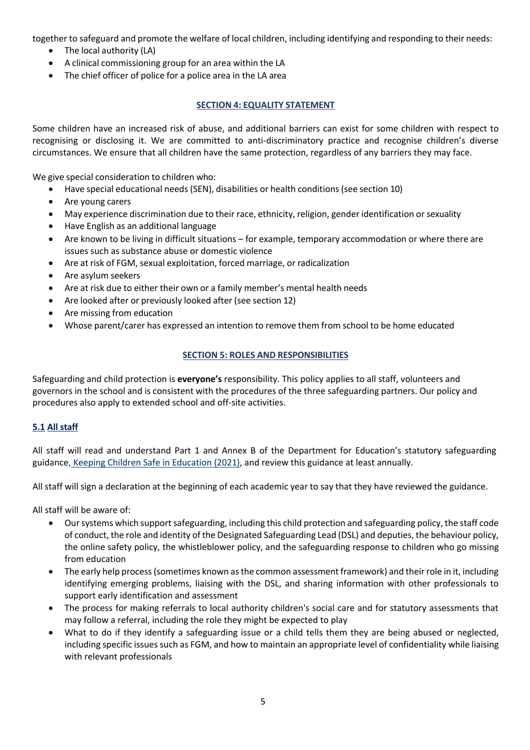together to safeguard and promote the welfare of local children, including identifying and responding to their needs:

- The local authority (LA)
- A clinical commissioning group for an area within the LA
- The chief officer of police for a police area in the LA area

## SECTION 4: EQUALITY STATEMENT

Some children have an increased risk of abuse, and additional barriers can exist for some children with respect to recognising or disclosing it. We are committed to anti-discriminatory practice and recognise children's diverse circumstances. We ensure that all children have the same protection, regardless of any barriers they may face.

We give special consideration to children who:

- Have special educational needs (SEN), disabilities or health conditions (see section 10)
- Are young carers
- May experience discrimination due to their race, ethnicity, religion, gender identification or sexuality
- Have English as an additional language
- Are known to be living in difficult situations – for example, temporary accommodation or where there are issues such as substance abuse or domestic violence
- Are at risk of FGM, sexual exploitation, forced marriage, or radicalization
- Are asylum seekers
- Are at risk due to either their own or a family member's mental health needs
- Are looked after or previously looked after (see section 12)
- Are missing from education
- Whose parent/carer has expressed an intention to remove them from school to be home educated

## SECTION 5: ROLES AND RESPONSIBILITIES

Safeguarding and child protection is **everyone's** responsibility. This policy applies to all staff, volunteers and governors in the school and is consistent with the procedures of the three safeguarding partners. Our policy and procedures also apply to extended school and off-site activities.

### 5.1 All staff

All staff will read and understand Part 1 and Annex B of the Department for Education's statutory safeguarding guidance, Keeping Children Safe in Education (2021), and review this guidance at least annually.

All staff will sign a declaration at the beginning of each academic year to say that they have reviewed the guidance.

All staff will be aware of:

- Our systems which support safeguarding, including this child protection and safeguarding policy, the staff code of conduct, the role and identity of the Designated Safeguarding Lead (DSL) and deputies, the behaviour policy, the online safety policy, the whistleblower policy, and the safeguarding response to children who go missing from education
- The early help process (sometimes known as the common assessment framework) and their role in it, including identifying emerging problems, liaising with the DSL, and sharing information with other professionals to support early identification and assessment
- The process for making referrals to local authority children's social care and for statutory assessments that may follow a referral, including the role they might be expected to play
- What to do if they identify a safeguarding issue or a child tells them they are being abused or neglected, including specific issues such as FGM, and how to maintain an appropriate level of confidentiality while liaising with relevant professionals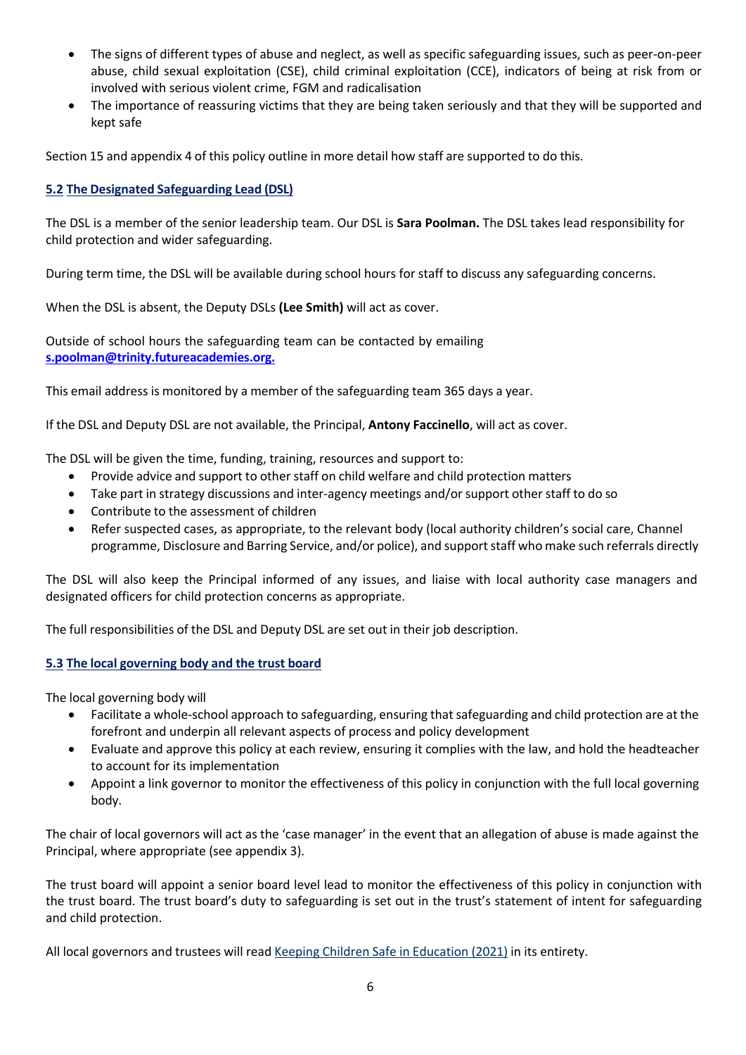- The signs of different types of abuse and neglect, as well as specific safeguarding issues, such as peer-on-peer abuse, child sexual exploitation (CSE), child criminal exploitation (CCE), indicators of being at risk from or involved with serious violent crime, FGM and radicalisation
- The importance of reassuring victims that they are being taken seriously and that they will be supported and kept safe

Section 15 and appendix 4 of this policy outline in more detail how staff are supported to do this.

### 5.2 The Designated Safeguarding Lead (DSL)

The DSL is a member of the senior leadership team. Our DSL is **Sara Poolman.** The DSL takes lead responsibility for child protection and wider safeguarding.

During term time, the DSL will be available during school hours for staff to discuss any safeguarding concerns.

When the DSL is absent, the Deputy DSLs **(Lee Smith)** will act as cover.

Outside of school hours the safeguarding team can be contacted by emailing **s.poolman@trinity.futureacademies.org.**

This email address is monitored by a member of the safeguarding team 365 days a year.

If the DSL and Deputy DSL are not available, the Principal, **Antony Faccinello**, will act as cover.

The DSL will be given the time, funding, training, resources and support to:

- Provide advice and support to other staff on child welfare and child protection matters
- Take part in strategy discussions and inter-agency meetings and/or support other staff to do so
- Contribute to the assessment of children
- Refer suspected cases, as appropriate, to the relevant body (local authority children's social care, Channel programme, Disclosure and Barring Service, and/or police), and support staff who make such referrals directly

The DSL will also keep the Principal informed of any issues, and liaise with local authority case managers and designated officers for child protection concerns as appropriate.

The full responsibilities of the DSL and Deputy DSL are set out in their job description.

### 5.3 The local governing body and the trust board

The local governing body will

- Facilitate a whole-school approach to safeguarding, ensuring that safeguarding and child protection are at the forefront and underpin all relevant aspects of process and policy development
- Evaluate and approve this policy at each review, ensuring it complies with the law, and hold the headteacher to account for its implementation
- Appoint a link governor to monitor the effectiveness of this policy in conjunction with the full local governing body.

The chair of local governors will act as the 'case manager' in the event that an allegation of abuse is made against the Principal, where appropriate (see appendix 3).

The trust board will appoint a senior board level lead to monitor the effectiveness of this policy in conjunction with the trust board. The trust board's duty to safeguarding is set out in the trust's statement of intent for safeguarding and child protection.

All local governors and trustees will read Keeping Children Safe in Education (2021) in its entirety.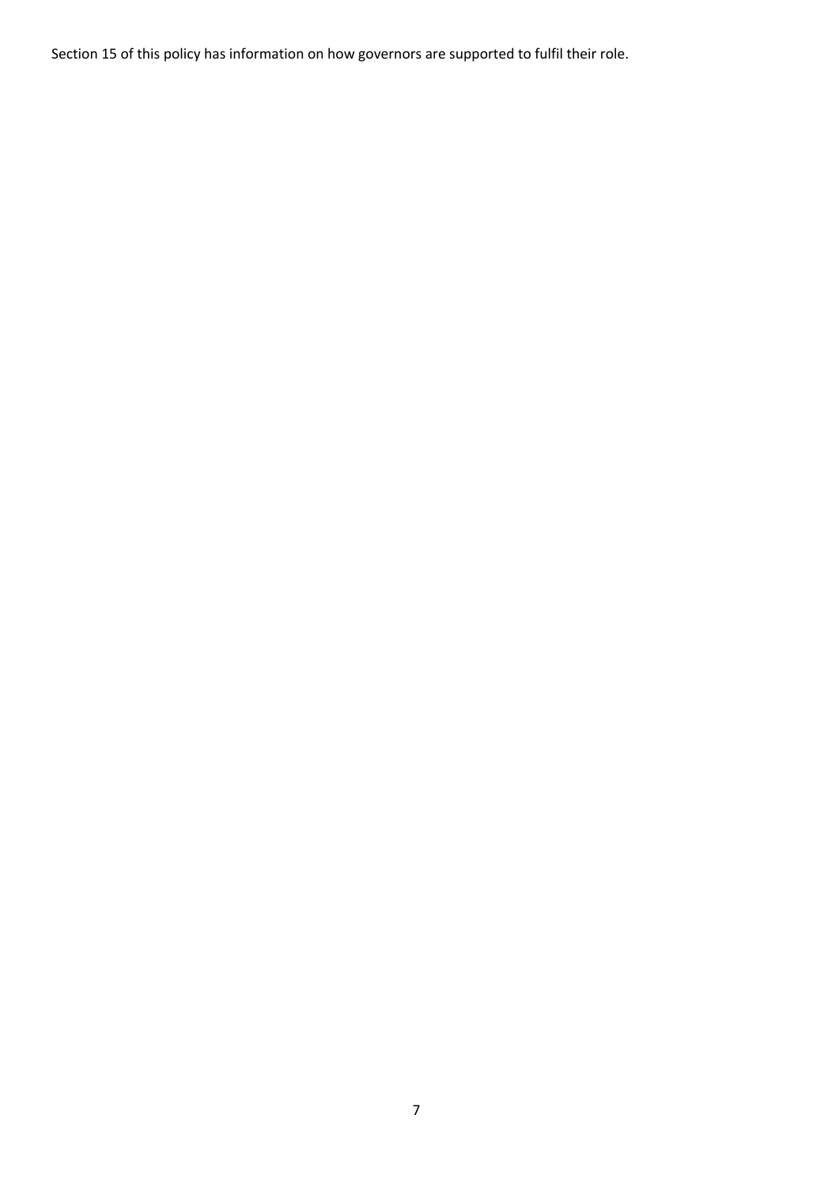Section 15 of this policy has information on how governors are supported to fulfil their role.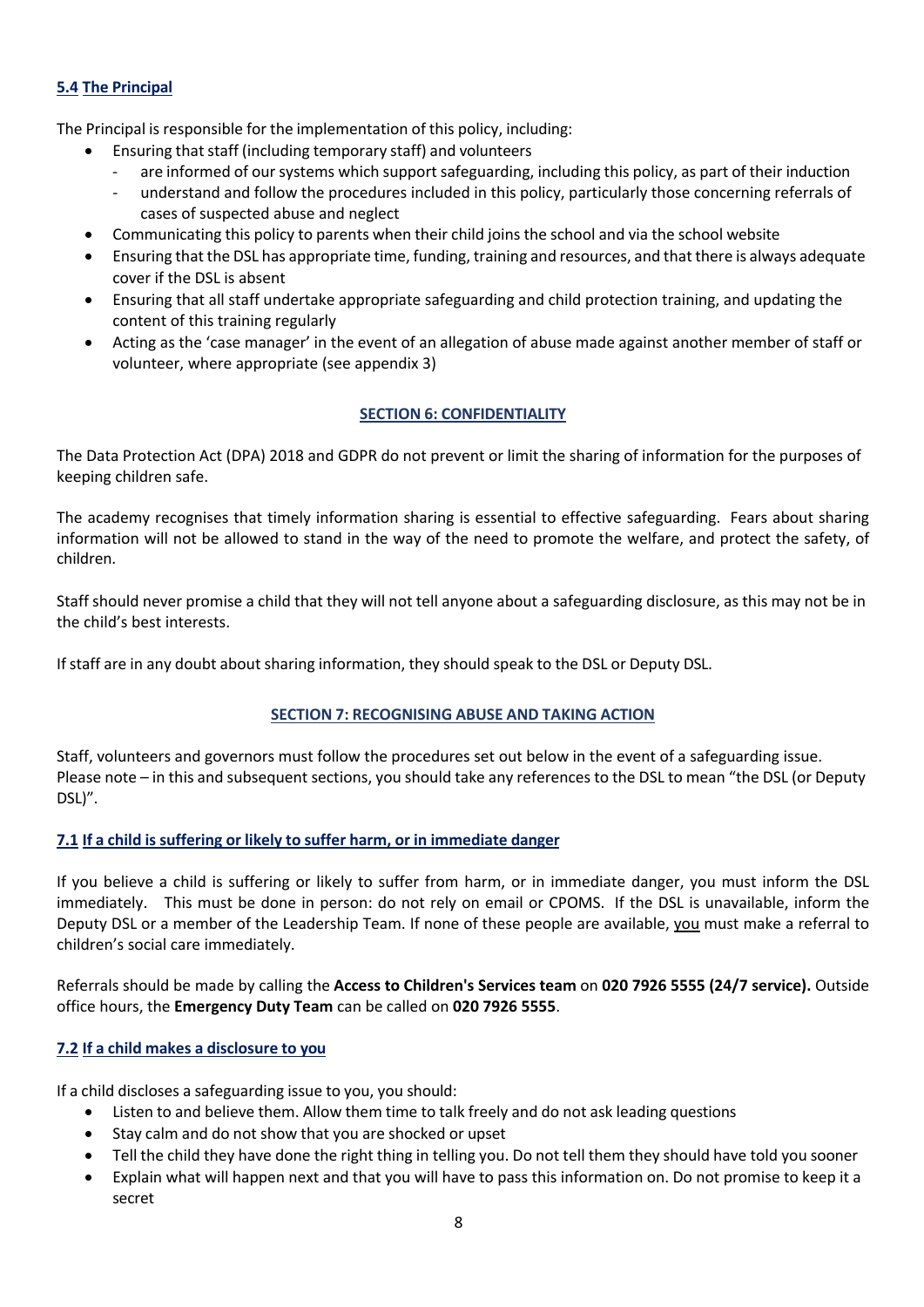### 5.4 The Principal

The Principal is responsible for the implementation of this policy, including:

- Ensuring that staff (including temporary staff) and volunteers
  - are informed of our systems which support safeguarding, including this policy, as part of their induction
  - understand and follow the procedures included in this policy, particularly those concerning referrals of cases of suspected abuse and neglect
- Communicating this policy to parents when their child joins the school and via the school website
- Ensuring that the DSL has appropriate time, funding, training and resources, and that there is always adequate cover if the DSL is absent
- Ensuring that all staff undertake appropriate safeguarding and child protection training, and updating the content of this training regularly
- Acting as the 'case manager' in the event of an allegation of abuse made against another member of staff or volunteer, where appropriate (see appendix 3)

## SECTION 6: CONFIDENTIALITY

The Data Protection Act (DPA) 2018 and GDPR do not prevent or limit the sharing of information for the purposes of keeping children safe.

The academy recognises that timely information sharing is essential to effective safeguarding. Fears about sharing information will not be allowed to stand in the way of the need to promote the welfare, and protect the safety, of children.

Staff should never promise a child that they will not tell anyone about a safeguarding disclosure, as this may not be in the child's best interests.

If staff are in any doubt about sharing information, they should speak to the DSL or Deputy DSL.

## SECTION 7: RECOGNISING ABUSE AND TAKING ACTION

Staff, volunteers and governors must follow the procedures set out below in the event of a safeguarding issue. Please note – in this and subsequent sections, you should take any references to the DSL to mean "the DSL (or Deputy DSL)".

### 7.1 If a child is suffering or likely to suffer harm, or in immediate danger

If you believe a child is suffering or likely to suffer from harm, or in immediate danger, you must inform the DSL immediately. This must be done in person: do not rely on email or CPOMS. If the DSL is unavailable, inform the Deputy DSL or a member of the Leadership Team. If none of these people are available, you must make a referral to children's social care immediately.

Referrals should be made by calling the **Access to Children's Services team** on **020 7926 5555 (24/7 service).** Outside office hours, the **Emergency Duty Team** can be called on **020 7926 5555**.

### 7.2 If a child makes a disclosure to you

If a child discloses a safeguarding issue to you, you should:

- Listen to and believe them. Allow them time to talk freely and do not ask leading questions
- Stay calm and do not show that you are shocked or upset
- Tell the child they have done the right thing in telling you. Do not tell them they should have told you sooner
- Explain what will happen next and that you will have to pass this information on. Do not promise to keep it a secret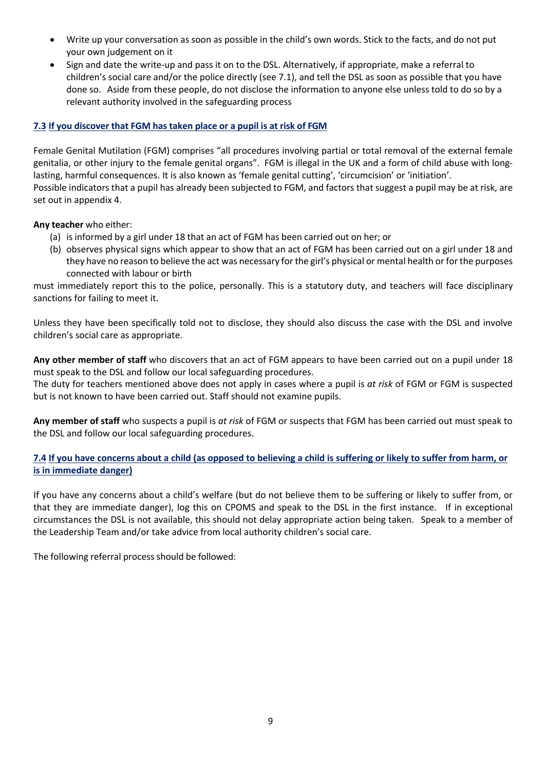- Write up your conversation as soon as possible in the child's own words. Stick to the facts, and do not put your own judgement on it
- Sign and date the write-up and pass it on to the DSL. Alternatively, if appropriate, make a referral to children's social care and/or the police directly (see 7.1), and tell the DSL as soon as possible that you have done so. Aside from these people, do not disclose the information to anyone else unless told to do so by a relevant authority involved in the safeguarding process

### 7.3 If you discover that FGM has taken place or a pupil is at risk of FGM

Female Genital Mutilation (FGM) comprises "all procedures involving partial or total removal of the external female genitalia, or other injury to the female genital organs". FGM is illegal in the UK and a form of child abuse with long-lasting, harmful consequences. It is also known as 'female genital cutting', 'circumcision' or 'initiation'.
Possible indicators that a pupil has already been subjected to FGM, and factors that suggest a pupil may be at risk, are set out in appendix 4.

**Any teacher** who either:

(a) is informed by a girl under 18 that an act of FGM has been carried out on her; or
(b) observes physical signs which appear to show that an act of FGM has been carried out on a girl under 18 and they have no reason to believe the act was necessary for the girl's physical or mental health or for the purposes connected with labour or birth

must immediately report this to the police, personally. This is a statutory duty, and teachers will face disciplinary sanctions for failing to meet it.

Unless they have been specifically told not to disclose, they should also discuss the case with the DSL and involve children's social care as appropriate.

**Any other member of staff** who discovers that an act of FGM appears to have been carried out on a pupil under 18 must speak to the DSL and follow our local safeguarding procedures.
The duty for teachers mentioned above does not apply in cases where a pupil is *at risk* of FGM or FGM is suspected but is not known to have been carried out. Staff should not examine pupils.

**Any member of staff** who suspects a pupil is *at risk* of FGM or suspects that FGM has been carried out must speak to the DSL and follow our local safeguarding procedures.

### 7.4 If you have concerns about a child (as opposed to believing a child is suffering or likely to suffer from harm, or is in immediate danger)

If you have any concerns about a child's welfare (but do not believe them to be suffering or likely to suffer from, or that they are immediate danger), log this on CPOMS and speak to the DSL in the first instance. If in exceptional circumstances the DSL is not available, this should not delay appropriate action being taken. Speak to a member of the Leadership Team and/or take advice from local authority children's social care.

The following referral process should be followed: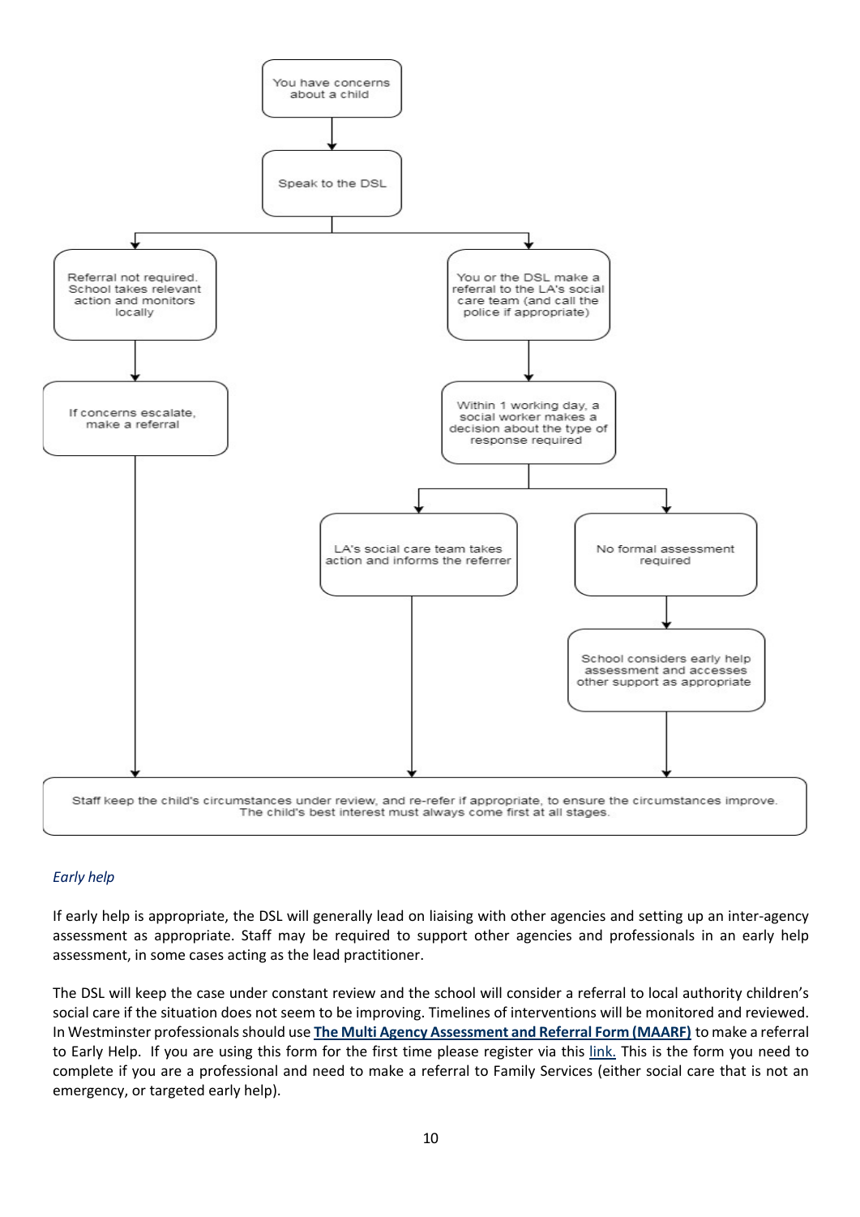You have concerns about a child

↓

Speak to the DSL

↓

- **Referral not required.** School takes relevant action and monitors locally
  - ↓ If concerns escalate, make a referral
  - ↓ Staff keep the child's circumstances under review
- You or the DSL make a referral to the LA's social care team (and call the police if appropriate)
  - ↓ Within 1 working day, a social worker makes a decision about the type of response required
    - LA's social care team takes action and informs the referrer
      - ↓ Staff keep the child's circumstances under review
    - No formal assessment required
      - ↓ School considers early help assessment and accesses other support as appropriate
      - ↓ Staff keep the child's circumstances under review

Staff keep the child's circumstances under review, and re-refer if appropriate, to ensure the circumstances improve. The child's best interest must always come first at all stages.

*Early help*

If early help is appropriate, the DSL will generally lead on liaising with other agencies and setting up an inter-agency assessment as appropriate. Staff may be required to support other agencies and professionals in an early help assessment, in some cases acting as the lead practitioner.

The DSL will keep the case under constant review and the school will consider a referral to local authority children's social care if the situation does not seem to be improving. Timelines of interventions will be monitored and reviewed. In Westminster professionals should use **The Multi Agency Assessment and Referral Form (MAARF)** to make a referral to Early Help. If you are using this form for the first time please register via this link. This is the form you need to complete if you are a professional and need to make a referral to Family Services (either social care that is not an emergency, or targeted early help).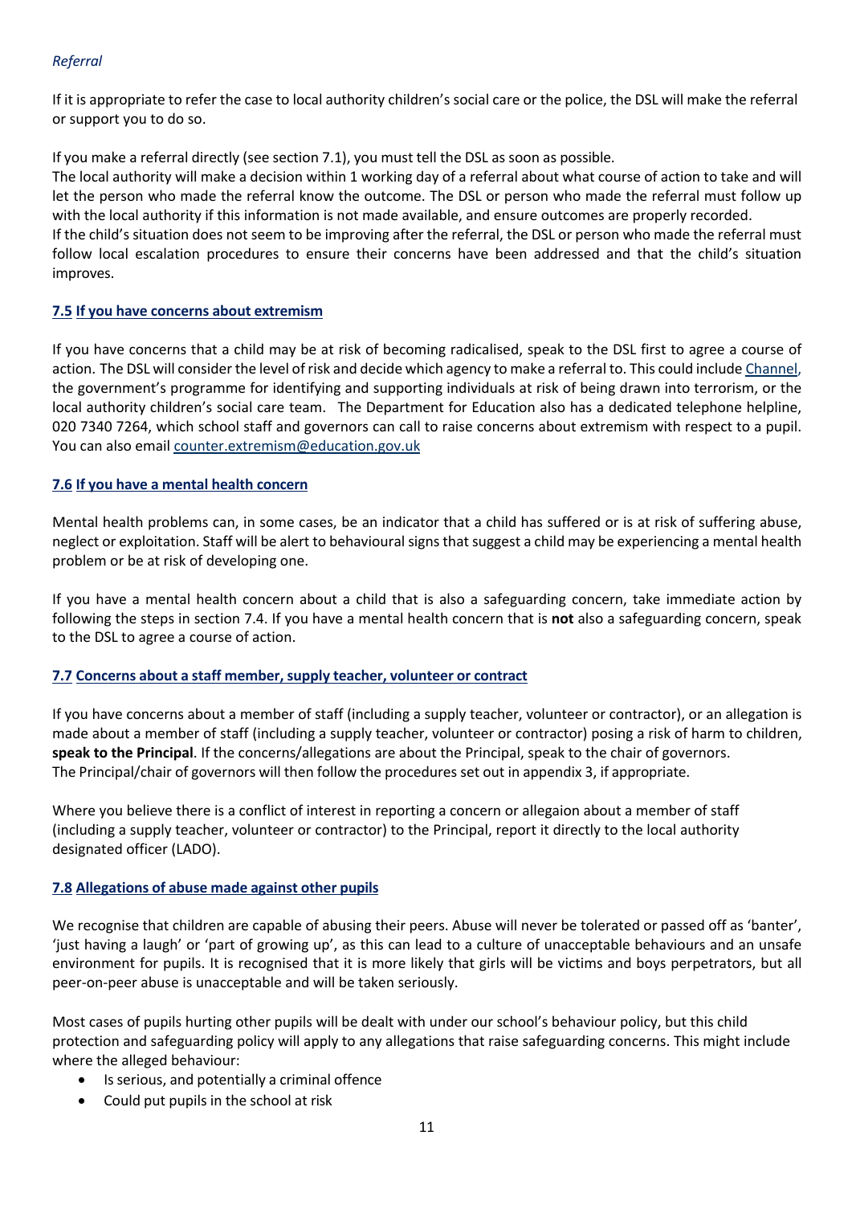*Referral*

If it is appropriate to refer the case to local authority children's social care or the police, the DSL will make the referral or support you to do so.

If you make a referral directly (see section 7.1), you must tell the DSL as soon as possible.

The local authority will make a decision within 1 working day of a referral about what course of action to take and will let the person who made the referral know the outcome. The DSL or person who made the referral must follow up with the local authority if this information is not made available, and ensure outcomes are properly recorded.

If the child's situation does not seem to be improving after the referral, the DSL or person who made the referral must follow local escalation procedures to ensure their concerns have been addressed and that the child's situation improves.

### 7.5 If you have concerns about extremism

If you have concerns that a child may be at risk of becoming radicalised, speak to the DSL first to agree a course of action. The DSL will consider the level of risk and decide which agency to make a referral to. This could include Channel, the government's programme for identifying and supporting individuals at risk of being drawn into terrorism, or the local authority children's social care team. The Department for Education also has a dedicated telephone helpline, 020 7340 7264, which school staff and governors can call to raise concerns about extremism with respect to a pupil. You can also email counter.extremism@education.gov.uk

### 7.6 If you have a mental health concern

Mental health problems can, in some cases, be an indicator that a child has suffered or is at risk of suffering abuse, neglect or exploitation. Staff will be alert to behavioural signs that suggest a child may be experiencing a mental health problem or be at risk of developing one.

If you have a mental health concern about a child that is also a safeguarding concern, take immediate action by following the steps in section 7.4. If you have a mental health concern that is **not** also a safeguarding concern, speak to the DSL to agree a course of action.

### 7.7 Concerns about a staff member, supply teacher, volunteer or contract

If you have concerns about a member of staff (including a supply teacher, volunteer or contractor), or an allegation is made about a member of staff (including a supply teacher, volunteer or contractor) posing a risk of harm to children, **speak to the Principal**. If the concerns/allegations are about the Principal, speak to the chair of governors.
The Principal/chair of governors will then follow the procedures set out in appendix 3, if appropriate.

Where you believe there is a conflict of interest in reporting a concern or allegaion about a member of staff (including a supply teacher, volunteer or contractor) to the Principal, report it directly to the local authority designated officer (LADO).

### 7.8 Allegations of abuse made against other pupils

We recognise that children are capable of abusing their peers. Abuse will never be tolerated or passed off as 'banter', 'just having a laugh' or 'part of growing up', as this can lead to a culture of unacceptable behaviours and an unsafe environment for pupils. It is recognised that it is more likely that girls will be victims and boys perpetrators, but all peer-on-peer abuse is unacceptable and will be taken seriously.

Most cases of pupils hurting other pupils will be dealt with under our school's behaviour policy, but this child protection and safeguarding policy will apply to any allegations that raise safeguarding concerns. This might include where the alleged behaviour:

- Is serious, and potentially a criminal offence
- Could put pupils in the school at risk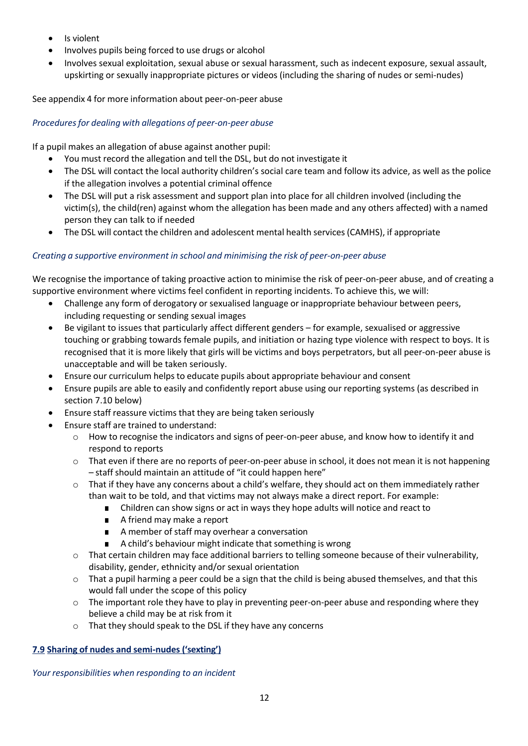- Is violent
- Involves pupils being forced to use drugs or alcohol
- Involves sexual exploitation, sexual abuse or sexual harassment, such as indecent exposure, sexual assault, upskirting or sexually inappropriate pictures or videos (including the sharing of nudes or semi-nudes)

See appendix 4 for more information about peer-on-peer abuse

*Procedures for dealing with allegations of peer-on-peer abuse*

If a pupil makes an allegation of abuse against another pupil:

- You must record the allegation and tell the DSL, but do not investigate it
- The DSL will contact the local authority children's social care team and follow its advice, as well as the police if the allegation involves a potential criminal offence
- The DSL will put a risk assessment and support plan into place for all children involved (including the victim(s), the child(ren) against whom the allegation has been made and any others affected) with a named person they can talk to if needed
- The DSL will contact the children and adolescent mental health services (CAMHS), if appropriate

*Creating a supportive environment in school and minimising the risk of peer-on-peer abuse*

We recognise the importance of taking proactive action to minimise the risk of peer-on-peer abuse, and of creating a supportive environment where victims feel confident in reporting incidents. To achieve this, we will:

- Challenge any form of derogatory or sexualised language or inappropriate behaviour between peers, including requesting or sending sexual images
- Be vigilant to issues that particularly affect different genders – for example, sexualised or aggressive touching or grabbing towards female pupils, and initiation or hazing type violence with respect to boys. It is recognised that it is more likely that girls will be victims and boys perpetrators, but all peer-on-peer abuse is unacceptable and will be taken seriously.
- Ensure our curriculum helps to educate pupils about appropriate behaviour and consent
- Ensure pupils are able to easily and confidently report abuse using our reporting systems (as described in section 7.10 below)
- Ensure staff reassure victims that they are being taken seriously
- Ensure staff are trained to understand:
    - How to recognise the indicators and signs of peer-on-peer abuse, and know how to identify it and respond to reports
    - That even if there are no reports of peer-on-peer abuse in school, it does not mean it is not happening – staff should maintain an attitude of "it could happen here"
    - That if they have any concerns about a child's welfare, they should act on them immediately rather than wait to be told, and that victims may not always make a direct report. For example:
        - Children can show signs or act in ways they hope adults will notice and react to
        - A friend may make a report
        - A member of staff may overhear a conversation
        - A child's behaviour might indicate that something is wrong
    - That certain children may face additional barriers to telling someone because of their vulnerability, disability, gender, ethnicity and/or sexual orientation
    - That a pupil harming a peer could be a sign that the child is being abused themselves, and that this would fall under the scope of this policy
    - The important role they have to play in preventing peer-on-peer abuse and responding where they believe a child may be at risk from it
    - That they should speak to the DSL if they have any concerns

### 7.9 Sharing of nudes and semi-nudes ('sexting')

*Your responsibilities when responding to an incident*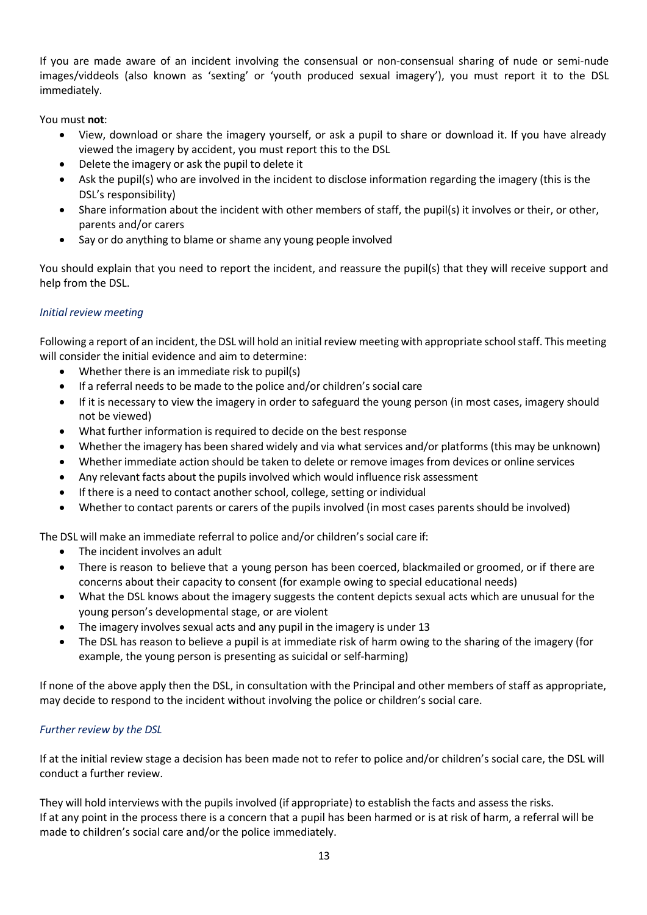If you are made aware of an incident involving the consensual or non-consensual sharing of nude or semi-nude images/viddeols (also known as 'sexting' or 'youth produced sexual imagery'), you must report it to the DSL immediately.

You must **not**:

- View, download or share the imagery yourself, or ask a pupil to share or download it. If you have already viewed the imagery by accident, you must report this to the DSL
- Delete the imagery or ask the pupil to delete it
- Ask the pupil(s) who are involved in the incident to disclose information regarding the imagery (this is the DSL's responsibility)
- Share information about the incident with other members of staff, the pupil(s) it involves or their, or other, parents and/or carers
- Say or do anything to blame or shame any young people involved

You should explain that you need to report the incident, and reassure the pupil(s) that they will receive support and help from the DSL.

### *Initial review meeting*

Following a report of an incident, the DSL will hold an initial review meeting with appropriate school staff. This meeting will consider the initial evidence and aim to determine:

- Whether there is an immediate risk to pupil(s)
- If a referral needs to be made to the police and/or children's social care
- If it is necessary to view the imagery in order to safeguard the young person (in most cases, imagery should not be viewed)
- What further information is required to decide on the best response
- Whether the imagery has been shared widely and via what services and/or platforms (this may be unknown)
- Whether immediate action should be taken to delete or remove images from devices or online services
- Any relevant facts about the pupils involved which would influence risk assessment
- If there is a need to contact another school, college, setting or individual
- Whether to contact parents or carers of the pupils involved (in most cases parents should be involved)

The DSL will make an immediate referral to police and/or children's social care if:

- The incident involves an adult
- There is reason to believe that a young person has been coerced, blackmailed or groomed, or if there are concerns about their capacity to consent (for example owing to special educational needs)
- What the DSL knows about the imagery suggests the content depicts sexual acts which are unusual for the young person's developmental stage, or are violent
- The imagery involves sexual acts and any pupil in the imagery is under 13
- The DSL has reason to believe a pupil is at immediate risk of harm owing to the sharing of the imagery (for example, the young person is presenting as suicidal or self-harming)

If none of the above apply then the DSL, in consultation with the Principal and other members of staff as appropriate, may decide to respond to the incident without involving the police or children's social care.

### *Further review by the DSL*

If at the initial review stage a decision has been made not to refer to police and/or children's social care, the DSL will conduct a further review.

They will hold interviews with the pupils involved (if appropriate) to establish the facts and assess the risks.
If at any point in the process there is a concern that a pupil has been harmed or is at risk of harm, a referral will be made to children's social care and/or the police immediately.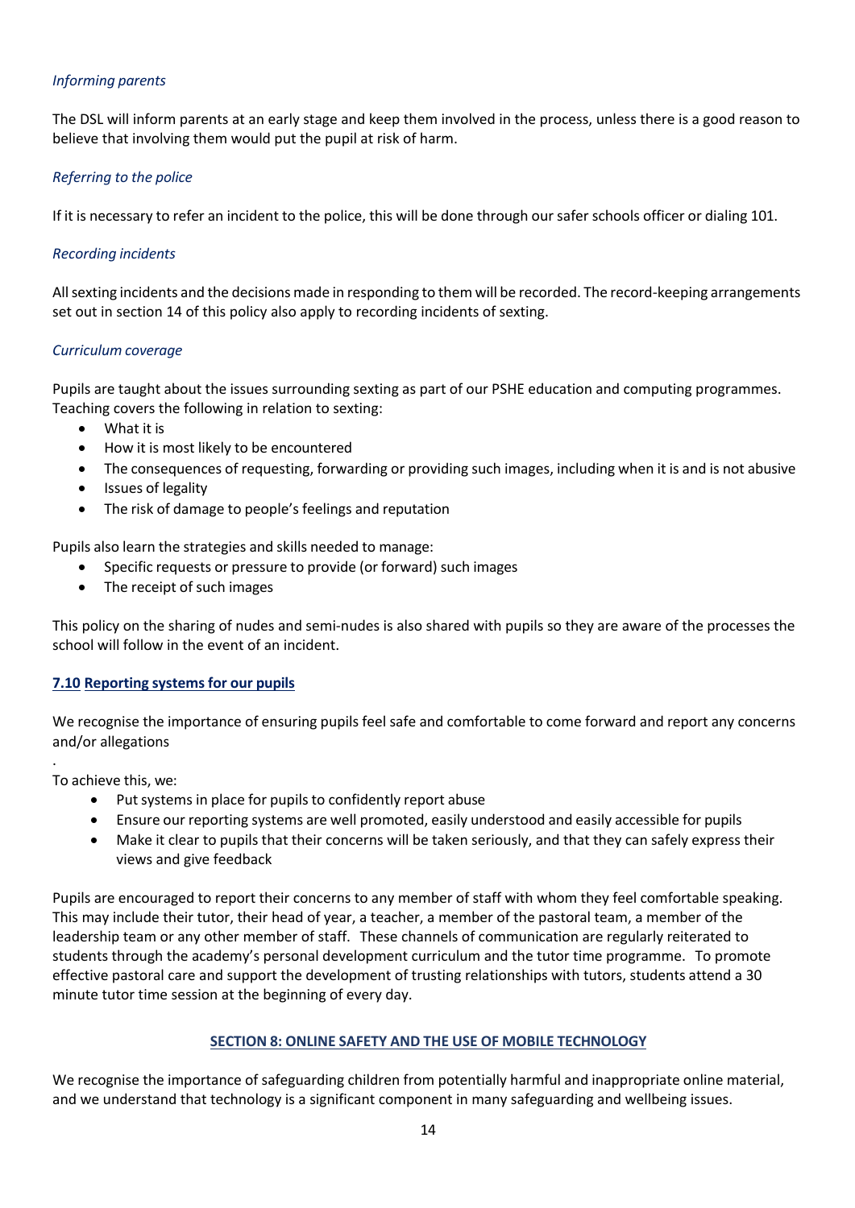*Informing parents*

The DSL will inform parents at an early stage and keep them involved in the process, unless there is a good reason to believe that involving them would put the pupil at risk of harm.

*Referring to the police*

If it is necessary to refer an incident to the police, this will be done through our safer schools officer or dialing 101.

*Recording incidents*

All sexting incidents and the decisions made in responding to them will be recorded. The record-keeping arrangements set out in section 14 of this policy also apply to recording incidents of sexting.

*Curriculum coverage*

Pupils are taught about the issues surrounding sexting as part of our PSHE education and computing programmes. Teaching covers the following in relation to sexting:

- What it is
- How it is most likely to be encountered
- The consequences of requesting, forwarding or providing such images, including when it is and is not abusive
- Issues of legality
- The risk of damage to people's feelings and reputation

Pupils also learn the strategies and skills needed to manage:

- Specific requests or pressure to provide (or forward) such images
- The receipt of such images

This policy on the sharing of nudes and semi-nudes is also shared with pupils so they are aware of the processes the school will follow in the event of an incident.

### 7.10 Reporting systems for our pupils

We recognise the importance of ensuring pupils feel safe and comfortable to come forward and report any concerns and/or allegations

.

To achieve this, we:

- Put systems in place for pupils to confidently report abuse
- Ensure our reporting systems are well promoted, easily understood and easily accessible for pupils
- Make it clear to pupils that their concerns will be taken seriously, and that they can safely express their views and give feedback

Pupils are encouraged to report their concerns to any member of staff with whom they feel comfortable speaking. This may include their tutor, their head of year, a teacher, a member of the pastoral team, a member of the leadership team or any other member of staff. These channels of communication are regularly reiterated to students through the academy's personal development curriculum and the tutor time programme. To promote effective pastoral care and support the development of trusting relationships with tutors, students attend a 30 minute tutor time session at the beginning of every day.

## SECTION 8: ONLINE SAFETY AND THE USE OF MOBILE TECHNOLOGY

We recognise the importance of safeguarding children from potentially harmful and inappropriate online material, and we understand that technology is a significant component in many safeguarding and wellbeing issues.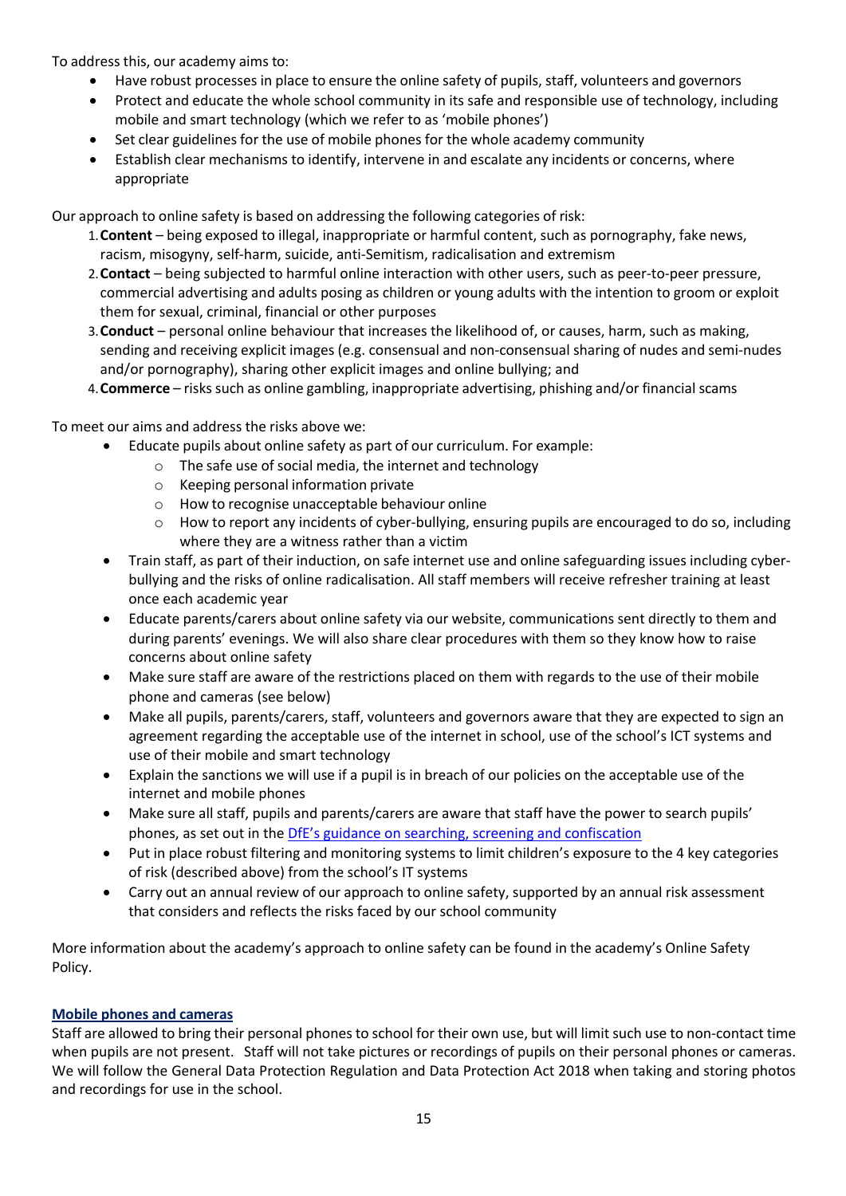To address this, our academy aims to:

- Have robust processes in place to ensure the online safety of pupils, staff, volunteers and governors
- Protect and educate the whole school community in its safe and responsible use of technology, including mobile and smart technology (which we refer to as 'mobile phones')
- Set clear guidelines for the use of mobile phones for the whole academy community
- Establish clear mechanisms to identify, intervene in and escalate any incidents or concerns, where appropriate

Our approach to online safety is based on addressing the following categories of risk:

1. **Content** – being exposed to illegal, inappropriate or harmful content, such as pornography, fake news, racism, misogyny, self-harm, suicide, anti-Semitism, radicalisation and extremism
2. **Contact** – being subjected to harmful online interaction with other users, such as peer-to-peer pressure, commercial advertising and adults posing as children or young adults with the intention to groom or exploit them for sexual, criminal, financial or other purposes
3. **Conduct** – personal online behaviour that increases the likelihood of, or causes, harm, such as making, sending and receiving explicit images (e.g. consensual and non-consensual sharing of nudes and semi-nudes and/or pornography), sharing other explicit images and online bullying; and
4. **Commerce** – risks such as online gambling, inappropriate advertising, phishing and/or financial scams

To meet our aims and address the risks above we:

- Educate pupils about online safety as part of our curriculum. For example:
  - The safe use of social media, the internet and technology
  - Keeping personal information private
  - How to recognise unacceptable behaviour online
  - How to report any incidents of cyber-bullying, ensuring pupils are encouraged to do so, including where they are a witness rather than a victim
- Train staff, as part of their induction, on safe internet use and online safeguarding issues including cyber-bullying and the risks of online radicalisation. All staff members will receive refresher training at least once each academic year
- Educate parents/carers about online safety via our website, communications sent directly to them and during parents' evenings. We will also share clear procedures with them so they know how to raise concerns about online safety
- Make sure staff are aware of the restrictions placed on them with regards to the use of their mobile phone and cameras (see below)
- Make all pupils, parents/carers, staff, volunteers and governors aware that they are expected to sign an agreement regarding the acceptable use of the internet in school, use of the school's ICT systems and use of their mobile and smart technology
- Explain the sanctions we will use if a pupil is in breach of our policies on the acceptable use of the internet and mobile phones
- Make sure all staff, pupils and parents/carers are aware that staff have the power to search pupils' phones, as set out in the DfE's guidance on searching, screening and confiscation
- Put in place robust filtering and monitoring systems to limit children's exposure to the 4 key categories of risk (described above) from the school's IT systems
- Carry out an annual review of our approach to online safety, supported by an annual risk assessment that considers and reflects the risks faced by our school community

More information about the academy's approach to online safety can be found in the academy's Online Safety Policy.

**Mobile phones and cameras**

Staff are allowed to bring their personal phones to school for their own use, but will limit such use to non-contact time when pupils are not present. Staff will not take pictures or recordings of pupils on their personal phones or cameras. We will follow the General Data Protection Regulation and Data Protection Act 2018 when taking and storing photos and recordings for use in the school.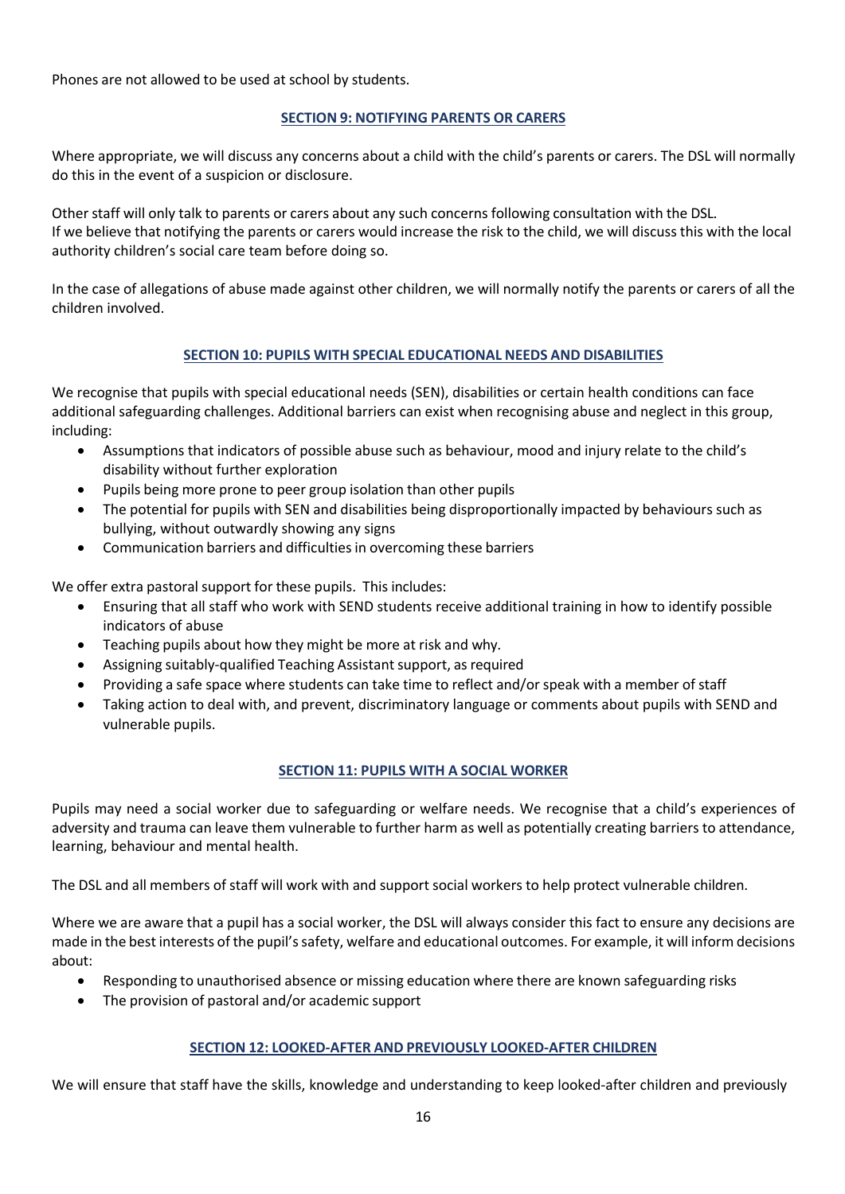Phones are not allowed to be used at school by students.

## SECTION 9: NOTIFYING PARENTS OR CARERS

Where appropriate, we will discuss any concerns about a child with the child's parents or carers. The DSL will normally do this in the event of a suspicion or disclosure.

Other staff will only talk to parents or carers about any such concerns following consultation with the DSL.
If we believe that notifying the parents or carers would increase the risk to the child, we will discuss this with the local authority children's social care team before doing so.

In the case of allegations of abuse made against other children, we will normally notify the parents or carers of all the children involved.

## SECTION 10: PUPILS WITH SPECIAL EDUCATIONAL NEEDS AND DISABILITIES

We recognise that pupils with special educational needs (SEN), disabilities or certain health conditions can face additional safeguarding challenges. Additional barriers can exist when recognising abuse and neglect in this group, including:

- Assumptions that indicators of possible abuse such as behaviour, mood and injury relate to the child's disability without further exploration
- Pupils being more prone to peer group isolation than other pupils
- The potential for pupils with SEN and disabilities being disproportionally impacted by behaviours such as bullying, without outwardly showing any signs
- Communication barriers and difficulties in overcoming these barriers

We offer extra pastoral support for these pupils. This includes:

- Ensuring that all staff who work with SEND students receive additional training in how to identify possible indicators of abuse
- Teaching pupils about how they might be more at risk and why.
- Assigning suitably-qualified Teaching Assistant support, as required
- Providing a safe space where students can take time to reflect and/or speak with a member of staff
- Taking action to deal with, and prevent, discriminatory language or comments about pupils with SEND and vulnerable pupils.

## SECTION 11: PUPILS WITH A SOCIAL WORKER

Pupils may need a social worker due to safeguarding or welfare needs. We recognise that a child's experiences of adversity and trauma can leave them vulnerable to further harm as well as potentially creating barriers to attendance, learning, behaviour and mental health.

The DSL and all members of staff will work with and support social workers to help protect vulnerable children.

Where we are aware that a pupil has a social worker, the DSL will always consider this fact to ensure any decisions are made in the best interests of the pupil's safety, welfare and educational outcomes. For example, it will inform decisions about:

- Responding to unauthorised absence or missing education where there are known safeguarding risks
- The provision of pastoral and/or academic support

## SECTION 12: LOOKED-AFTER AND PREVIOUSLY LOOKED-AFTER CHILDREN

We will ensure that staff have the skills, knowledge and understanding to keep looked-after children and previously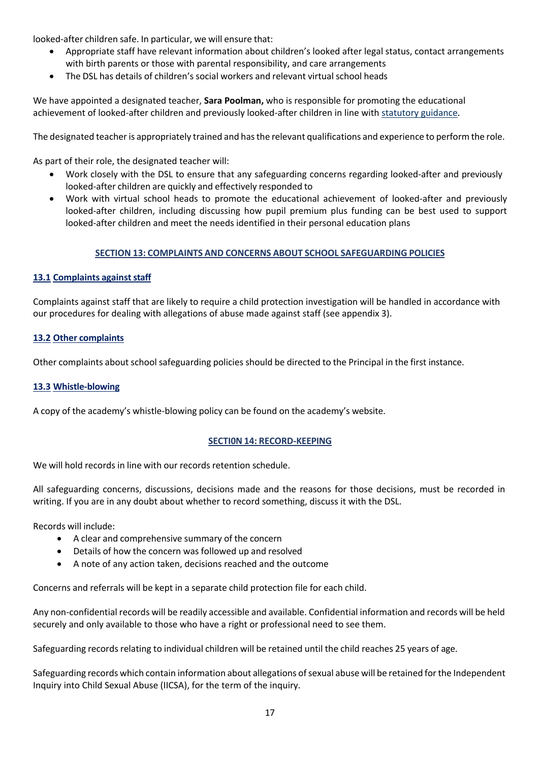looked-after children safe. In particular, we will ensure that:

- Appropriate staff have relevant information about children's looked after legal status, contact arrangements with birth parents or those with parental responsibility, and care arrangements
- The DSL has details of children's social workers and relevant virtual school heads

We have appointed a designated teacher, **Sara Poolman,** who is responsible for promoting the educational achievement of looked-after children and previously looked-after children in line with statutory guidance.

The designated teacher is appropriately trained and has the relevant qualifications and experience to perform the role.

As part of their role, the designated teacher will:

- Work closely with the DSL to ensure that any safeguarding concerns regarding looked-after and previously looked-after children are quickly and effectively responded to
- Work with virtual school heads to promote the educational achievement of looked-after and previously looked-after children, including discussing how pupil premium plus funding can be best used to support looked-after children and meet the needs identified in their personal education plans

## SECTION 13: COMPLAINTS AND CONCERNS ABOUT SCHOOL SAFEGUARDING POLICIES

### 13.1 Complaints against staff

Complaints against staff that are likely to require a child protection investigation will be handled in accordance with our procedures for dealing with allegations of abuse made against staff (see appendix 3).

### 13.2 Other complaints

Other complaints about school safeguarding policies should be directed to the Principal in the first instance.

### 13.3 Whistle-blowing

A copy of the academy's whistle-blowing policy can be found on the academy's website.

## SECTI0N 14: RECORD-KEEPING

We will hold records in line with our records retention schedule.

All safeguarding concerns, discussions, decisions made and the reasons for those decisions, must be recorded in writing. If you are in any doubt about whether to record something, discuss it with the DSL.

Records will include:

- A clear and comprehensive summary of the concern
- Details of how the concern was followed up and resolved
- A note of any action taken, decisions reached and the outcome

Concerns and referrals will be kept in a separate child protection file for each child.

Any non-confidential records will be readily accessible and available. Confidential information and records will be held securely and only available to those who have a right or professional need to see them.

Safeguarding records relating to individual children will be retained until the child reaches 25 years of age.

Safeguarding records which contain information about allegations of sexual abuse will be retained for the Independent Inquiry into Child Sexual Abuse (IICSA), for the term of the inquiry.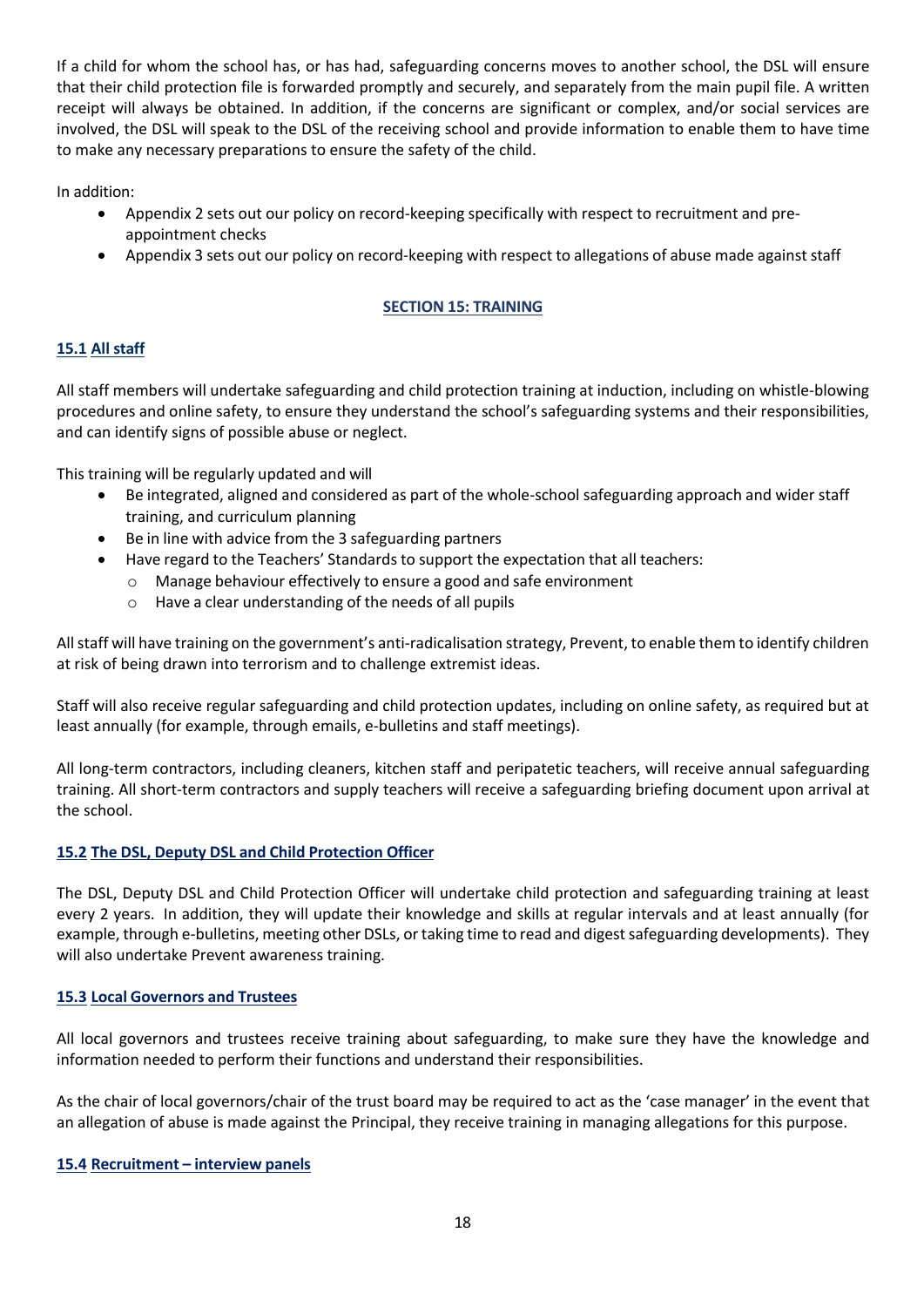If a child for whom the school has, or has had, safeguarding concerns moves to another school, the DSL will ensure that their child protection file is forwarded promptly and securely, and separately from the main pupil file. A written receipt will always be obtained. In addition, if the concerns are significant or complex, and/or social services are involved, the DSL will speak to the DSL of the receiving school and provide information to enable them to have time to make any necessary preparations to ensure the safety of the child.

In addition:

- Appendix 2 sets out our policy on record-keeping specifically with respect to recruitment and pre-appointment checks
- Appendix 3 sets out our policy on record-keeping with respect to allegations of abuse made against staff

## SECTION 15: TRAINING

### 15.1 All staff

All staff members will undertake safeguarding and child protection training at induction, including on whistle-blowing procedures and online safety, to ensure they understand the school's safeguarding systems and their responsibilities, and can identify signs of possible abuse or neglect.

This training will be regularly updated and will

- Be integrated, aligned and considered as part of the whole-school safeguarding approach and wider staff training, and curriculum planning
- Be in line with advice from the 3 safeguarding partners
- Have regard to the Teachers' Standards to support the expectation that all teachers:
  - Manage behaviour effectively to ensure a good and safe environment
  - Have a clear understanding of the needs of all pupils

All staff will have training on the government's anti-radicalisation strategy, Prevent, to enable them to identify children at risk of being drawn into terrorism and to challenge extremist ideas.

Staff will also receive regular safeguarding and child protection updates, including on online safety, as required but at least annually (for example, through emails, e-bulletins and staff meetings).

All long-term contractors, including cleaners, kitchen staff and peripatetic teachers, will receive annual safeguarding training. All short-term contractors and supply teachers will receive a safeguarding briefing document upon arrival at the school.

### 15.2 The DSL, Deputy DSL and Child Protection Officer

The DSL, Deputy DSL and Child Protection Officer will undertake child protection and safeguarding training at least every 2 years. In addition, they will update their knowledge and skills at regular intervals and at least annually (for example, through e-bulletins, meeting other DSLs, or taking time to read and digest safeguarding developments). They will also undertake Prevent awareness training.

### 15.3 Local Governors and Trustees

All local governors and trustees receive training about safeguarding, to make sure they have the knowledge and information needed to perform their functions and understand their responsibilities.

As the chair of local governors/chair of the trust board may be required to act as the 'case manager' in the event that an allegation of abuse is made against the Principal, they receive training in managing allegations for this purpose.

### 15.4 Recruitment – interview panels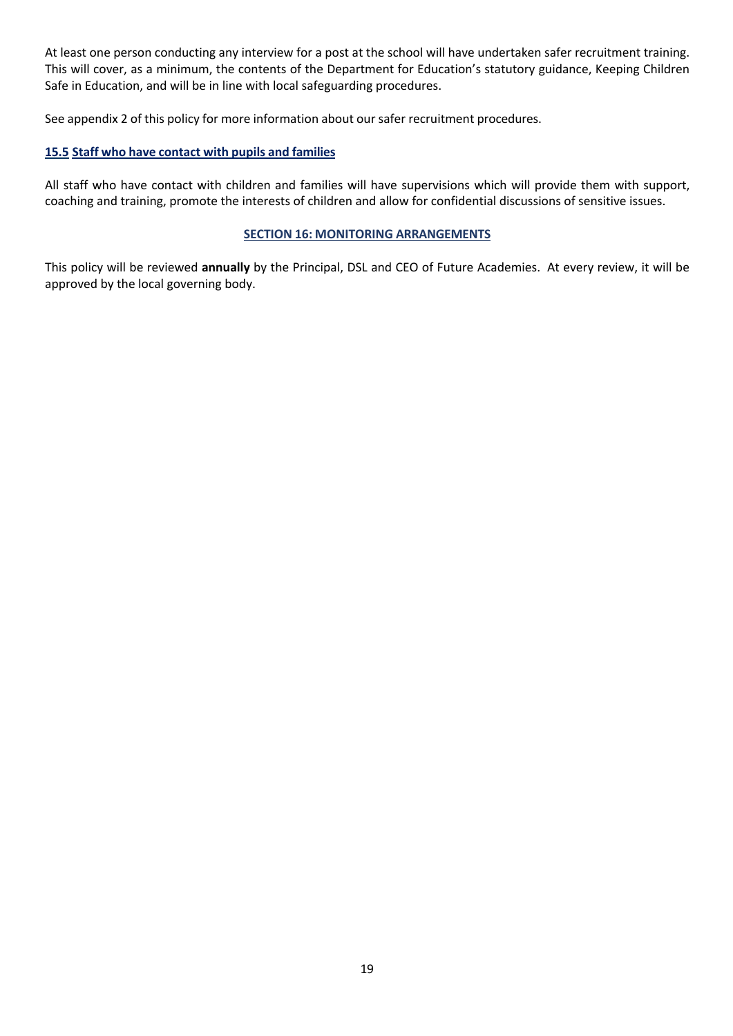At least one person conducting any interview for a post at the school will have undertaken safer recruitment training. This will cover, as a minimum, the contents of the Department for Education's statutory guidance, Keeping Children Safe in Education, and will be in line with local safeguarding procedures.

See appendix 2 of this policy for more information about our safer recruitment procedures.

### 15.5 Staff who have contact with pupils and families

All staff who have contact with children and families will have supervisions which will provide them with support, coaching and training, promote the interests of children and allow for confidential discussions of sensitive issues.

## SECTION 16: MONITORING ARRANGEMENTS

This policy will be reviewed **annually** by the Principal, DSL and CEO of Future Academies. At every review, it will be approved by the local governing body.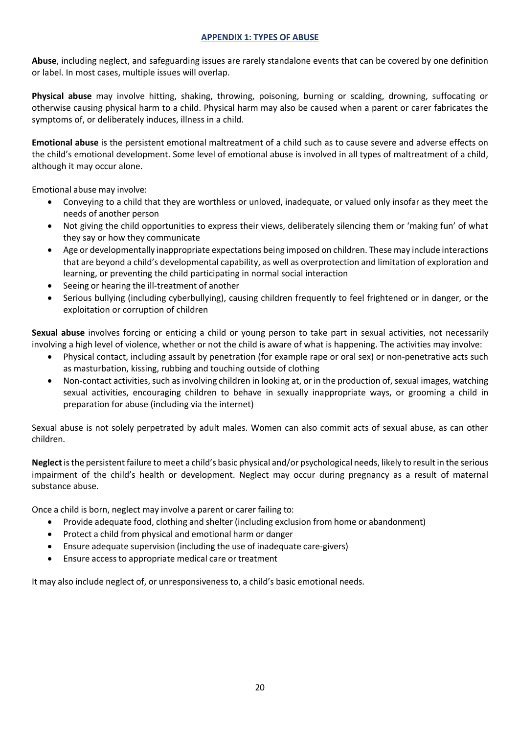## APPENDIX 1: TYPES OF ABUSE

**Abuse**, including neglect, and safeguarding issues are rarely standalone events that can be covered by one definition or label. In most cases, multiple issues will overlap.

**Physical abuse** may involve hitting, shaking, throwing, poisoning, burning or scalding, drowning, suffocating or otherwise causing physical harm to a child. Physical harm may also be caused when a parent or carer fabricates the symptoms of, or deliberately induces, illness in a child.

**Emotional abuse** is the persistent emotional maltreatment of a child such as to cause severe and adverse effects on the child's emotional development. Some level of emotional abuse is involved in all types of maltreatment of a child, although it may occur alone.

Emotional abuse may involve:

- Conveying to a child that they are worthless or unloved, inadequate, or valued only insofar as they meet the needs of another person
- Not giving the child opportunities to express their views, deliberately silencing them or 'making fun' of what they say or how they communicate
- Age or developmentally inappropriate expectations being imposed on children. These may include interactions that are beyond a child's developmental capability, as well as overprotection and limitation of exploration and learning, or preventing the child participating in normal social interaction
- Seeing or hearing the ill-treatment of another
- Serious bullying (including cyberbullying), causing children frequently to feel frightened or in danger, or the exploitation or corruption of children

**Sexual abuse** involves forcing or enticing a child or young person to take part in sexual activities, not necessarily involving a high level of violence, whether or not the child is aware of what is happening. The activities may involve:

- Physical contact, including assault by penetration (for example rape or oral sex) or non-penetrative acts such as masturbation, kissing, rubbing and touching outside of clothing
- Non-contact activities, such as involving children in looking at, or in the production of, sexual images, watching sexual activities, encouraging children to behave in sexually inappropriate ways, or grooming a child in preparation for abuse (including via the internet)

Sexual abuse is not solely perpetrated by adult males. Women can also commit acts of sexual abuse, as can other children.

**Neglect** is the persistent failure to meet a child's basic physical and/or psychological needs, likely to result in the serious impairment of the child's health or development. Neglect may occur during pregnancy as a result of maternal substance abuse.

Once a child is born, neglect may involve a parent or carer failing to:

- Provide adequate food, clothing and shelter (including exclusion from home or abandonment)
- Protect a child from physical and emotional harm or danger
- Ensure adequate supervision (including the use of inadequate care-givers)
- Ensure access to appropriate medical care or treatment

It may also include neglect of, or unresponsiveness to, a child's basic emotional needs.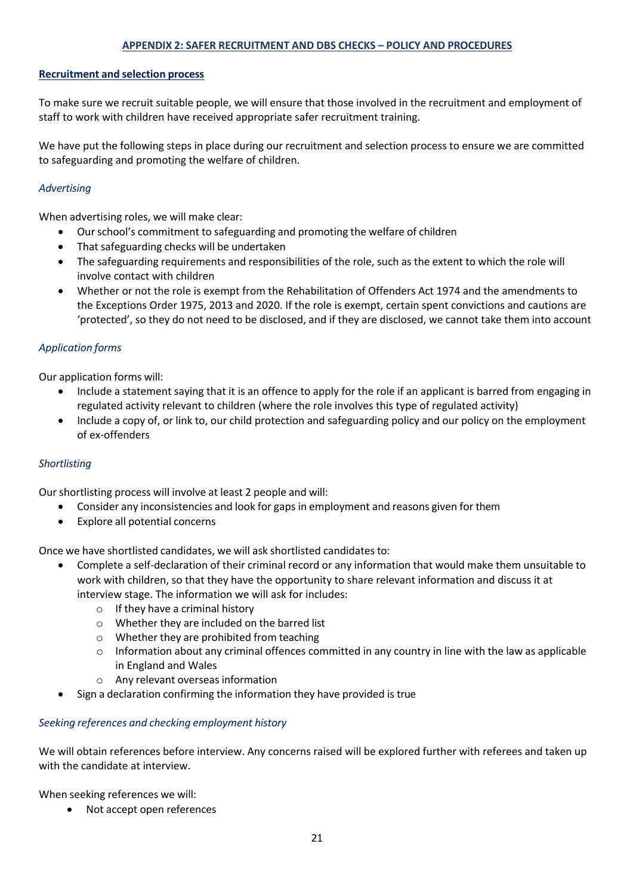## APPENDIX 2: SAFER RECRUITMENT AND DBS CHECKS – POLICY AND PROCEDURES

### Recruitment and selection process

To make sure we recruit suitable people, we will ensure that those involved in the recruitment and employment of staff to work with children have received appropriate safer recruitment training.

We have put the following steps in place during our recruitment and selection process to ensure we are committed to safeguarding and promoting the welfare of children.

#### *Advertising*

When advertising roles, we will make clear:

- Our school's commitment to safeguarding and promoting the welfare of children
- That safeguarding checks will be undertaken
- The safeguarding requirements and responsibilities of the role, such as the extent to which the role will involve contact with children
- Whether or not the role is exempt from the Rehabilitation of Offenders Act 1974 and the amendments to the Exceptions Order 1975, 2013 and 2020. If the role is exempt, certain spent convictions and cautions are 'protected', so they do not need to be disclosed, and if they are disclosed, we cannot take them into account

#### *Application forms*

Our application forms will:

- Include a statement saying that it is an offence to apply for the role if an applicant is barred from engaging in regulated activity relevant to children (where the role involves this type of regulated activity)
- Include a copy of, or link to, our child protection and safeguarding policy and our policy on the employment of ex-offenders

#### *Shortlisting*

Our shortlisting process will involve at least 2 people and will:

- Consider any inconsistencies and look for gaps in employment and reasons given for them
- Explore all potential concerns

Once we have shortlisted candidates, we will ask shortlisted candidates to:

- Complete a self-declaration of their criminal record or any information that would make them unsuitable to work with children, so that they have the opportunity to share relevant information and discuss it at interview stage. The information we will ask for includes:
  - If they have a criminal history
  - Whether they are included on the barred list
  - Whether they are prohibited from teaching
  - Information about any criminal offences committed in any country in line with the law as applicable in England and Wales
  - Any relevant overseas information
- Sign a declaration confirming the information they have provided is true

#### *Seeking references and checking employment history*

We will obtain references before interview. Any concerns raised will be explored further with referees and taken up with the candidate at interview.

When seeking references we will:

- Not accept open references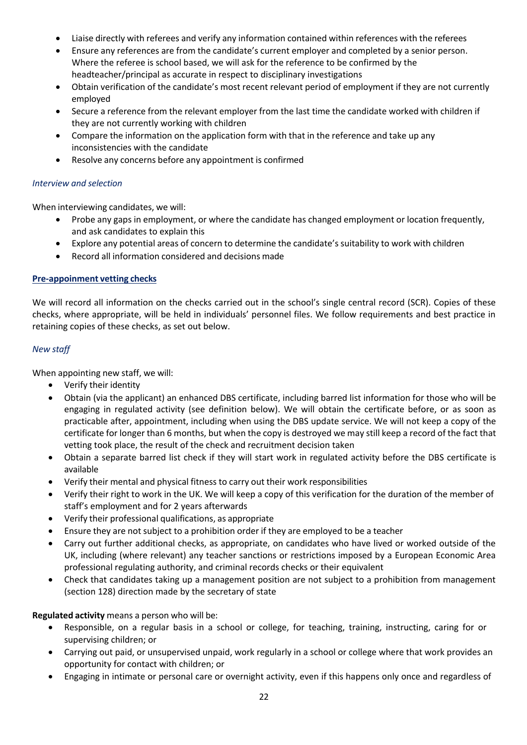- Liaise directly with referees and verify any information contained within references with the referees
- Ensure any references are from the candidate's current employer and completed by a senior person. Where the referee is school based, we will ask for the reference to be confirmed by the headteacher/principal as accurate in respect to disciplinary investigations
- Obtain verification of the candidate's most recent relevant period of employment if they are not currently employed
- Secure a reference from the relevant employer from the last time the candidate worked with children if they are not currently working with children
- Compare the information on the application form with that in the reference and take up any inconsistencies with the candidate
- Resolve any concerns before any appointment is confirmed

*Interview and selection*

When interviewing candidates, we will:

- Probe any gaps in employment, or where the candidate has changed employment or location frequently, and ask candidates to explain this
- Explore any potential areas of concern to determine the candidate's suitability to work with children
- Record all information considered and decisions made

**Pre-appoinment vetting checks**

We will record all information on the checks carried out in the school's single central record (SCR). Copies of these checks, where appropriate, will be held in individuals' personnel files. We follow requirements and best practice in retaining copies of these checks, as set out below.

*New staff*

When appointing new staff, we will:

- Verify their identity
- Obtain (via the applicant) an enhanced DBS certificate, including barred list information for those who will be engaging in regulated activity (see definition below). We will obtain the certificate before, or as soon as practicable after, appointment, including when using the DBS update service. We will not keep a copy of the certificate for longer than 6 months, but when the copy is destroyed we may still keep a record of the fact that vetting took place, the result of the check and recruitment decision taken
- Obtain a separate barred list check if they will start work in regulated activity before the DBS certificate is available
- Verify their mental and physical fitness to carry out their work responsibilities
- Verify their right to work in the UK. We will keep a copy of this verification for the duration of the member of staff's employment and for 2 years afterwards
- Verify their professional qualifications, as appropriate
- Ensure they are not subject to a prohibition order if they are employed to be a teacher
- Carry out further additional checks, as appropriate, on candidates who have lived or worked outside of the UK, including (where relevant) any teacher sanctions or restrictions imposed by a European Economic Area professional regulating authority, and criminal records checks or their equivalent
- Check that candidates taking up a management position are not subject to a prohibition from management (section 128) direction made by the secretary of state

**Regulated activity** means a person who will be:

- Responsible, on a regular basis in a school or college, for teaching, training, instructing, caring for or supervising children; or
- Carrying out paid, or unsupervised unpaid, work regularly in a school or college where that work provides an opportunity for contact with children; or
- Engaging in intimate or personal care or overnight activity, even if this happens only once and regardless of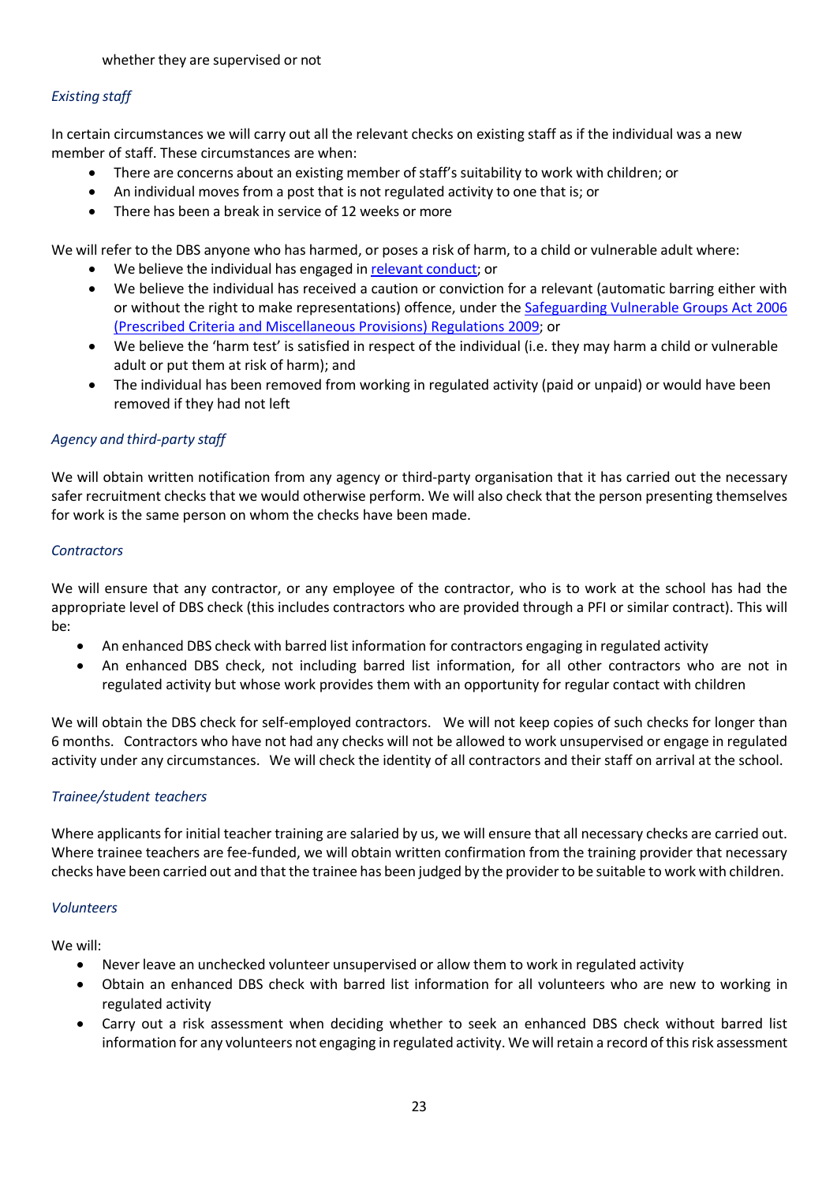whether they are supervised or not

*Existing staff*

In certain circumstances we will carry out all the relevant checks on existing staff as if the individual was a new member of staff. These circumstances are when:

- There are concerns about an existing member of staff's suitability to work with children; or
- An individual moves from a post that is not regulated activity to one that is; or
- There has been a break in service of 12 weeks or more

We will refer to the DBS anyone who has harmed, or poses a risk of harm, to a child or vulnerable adult where:

- We believe the individual has engaged in relevant conduct; or
- We believe the individual has received a caution or conviction for a relevant (automatic barring either with or without the right to make representations) offence, under the Safeguarding Vulnerable Groups Act 2006 (Prescribed Criteria and Miscellaneous Provisions) Regulations 2009; or
- We believe the 'harm test' is satisfied in respect of the individual (i.e. they may harm a child or vulnerable adult or put them at risk of harm); and
- The individual has been removed from working in regulated activity (paid or unpaid) or would have been removed if they had not left

*Agency and third-party staff*

We will obtain written notification from any agency or third-party organisation that it has carried out the necessary safer recruitment checks that we would otherwise perform. We will also check that the person presenting themselves for work is the same person on whom the checks have been made.

*Contractors*

We will ensure that any contractor, or any employee of the contractor, who is to work at the school has had the appropriate level of DBS check (this includes contractors who are provided through a PFI or similar contract). This will be:

- An enhanced DBS check with barred list information for contractors engaging in regulated activity
- An enhanced DBS check, not including barred list information, for all other contractors who are not in regulated activity but whose work provides them with an opportunity for regular contact with children

We will obtain the DBS check for self-employed contractors. We will not keep copies of such checks for longer than 6 months. Contractors who have not had any checks will not be allowed to work unsupervised or engage in regulated activity under any circumstances. We will check the identity of all contractors and their staff on arrival at the school.

*Trainee/student teachers*

Where applicants for initial teacher training are salaried by us, we will ensure that all necessary checks are carried out. Where trainee teachers are fee-funded, we will obtain written confirmation from the training provider that necessary checks have been carried out and that the trainee has been judged by the provider to be suitable to work with children.

*Volunteers*

We will:

- Never leave an unchecked volunteer unsupervised or allow them to work in regulated activity
- Obtain an enhanced DBS check with barred list information for all volunteers who are new to working in regulated activity
- Carry out a risk assessment when deciding whether to seek an enhanced DBS check without barred list information for any volunteers not engaging in regulated activity. We will retain a record of this risk assessment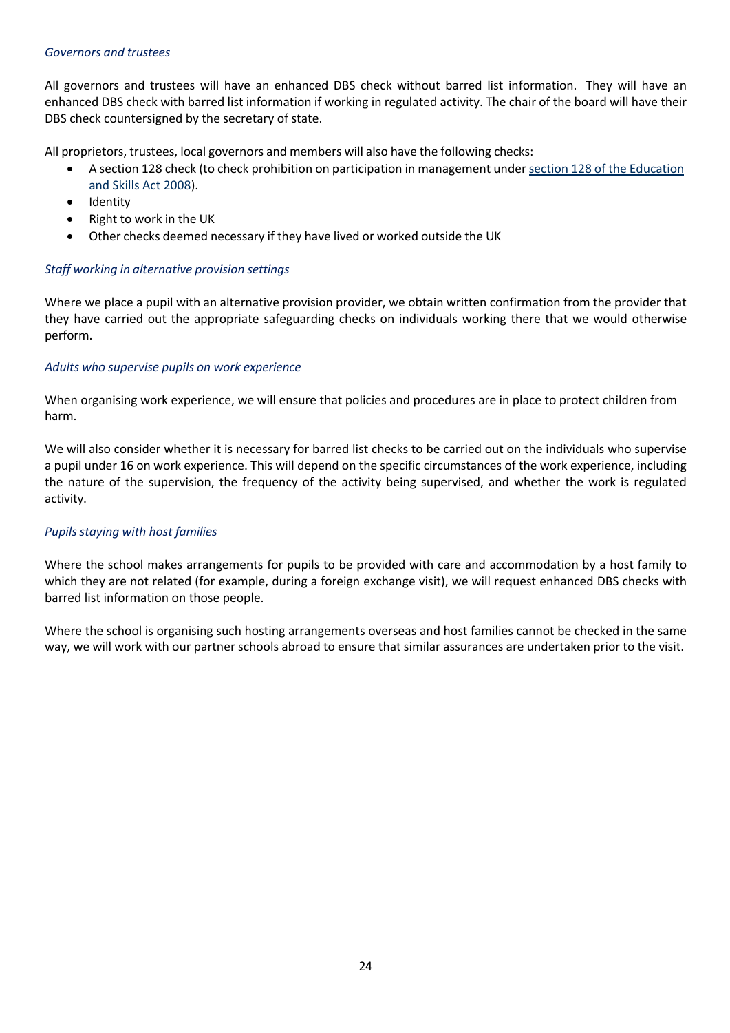*Governors and trustees*

All governors and trustees will have an enhanced DBS check without barred list information. They will have an enhanced DBS check with barred list information if working in regulated activity. The chair of the board will have their DBS check countersigned by the secretary of state.

All proprietors, trustees, local governors and members will also have the following checks:

- A section 128 check (to check prohibition on participation in management under [section 128 of the Education and Skills Act 2008](#)).
- Identity
- Right to work in the UK
- Other checks deemed necessary if they have lived or worked outside the UK

*Staff working in alternative provision settings*

Where we place a pupil with an alternative provision provider, we obtain written confirmation from the provider that they have carried out the appropriate safeguarding checks on individuals working there that we would otherwise perform.

*Adults who supervise pupils on work experience*

When organising work experience, we will ensure that policies and procedures are in place to protect children from harm.

We will also consider whether it is necessary for barred list checks to be carried out on the individuals who supervise a pupil under 16 on work experience. This will depend on the specific circumstances of the work experience, including the nature of the supervision, the frequency of the activity being supervised, and whether the work is regulated activity.

*Pupils staying with host families*

Where the school makes arrangements for pupils to be provided with care and accommodation by a host family to which they are not related (for example, during a foreign exchange visit), we will request enhanced DBS checks with barred list information on those people.

Where the school is organising such hosting arrangements overseas and host families cannot be checked in the same way, we will work with our partner schools abroad to ensure that similar assurances are undertaken prior to the visit.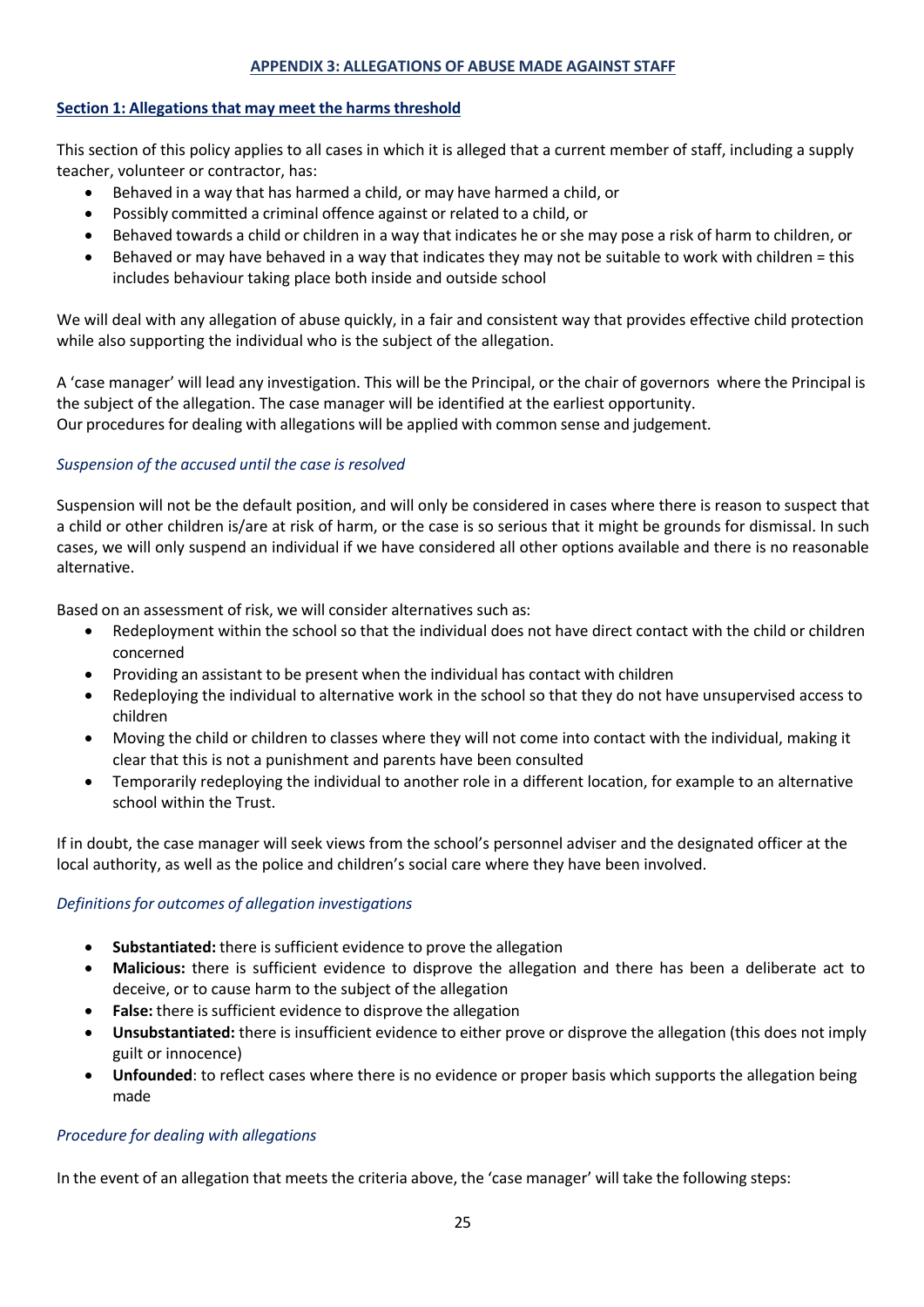## APPENDIX 3: ALLEGATIONS OF ABUSE MADE AGAINST STAFF

### Section 1: Allegations that may meet the harms threshold

This section of this policy applies to all cases in which it is alleged that a current member of staff, including a supply teacher, volunteer or contractor, has:

- Behaved in a way that has harmed a child, or may have harmed a child, or
- Possibly committed a criminal offence against or related to a child, or
- Behaved towards a child or children in a way that indicates he or she may pose a risk of harm to children, or
- Behaved or may have behaved in a way that indicates they may not be suitable to work with children = this includes behaviour taking place both inside and outside school

We will deal with any allegation of abuse quickly, in a fair and consistent way that provides effective child protection while also supporting the individual who is the subject of the allegation.

A 'case manager' will lead any investigation. This will be the Principal, or the chair of governors where the Principal is the subject of the allegation. The case manager will be identified at the earliest opportunity.
Our procedures for dealing with allegations will be applied with common sense and judgement.

*Suspension of the accused until the case is resolved*

Suspension will not be the default position, and will only be considered in cases where there is reason to suspect that a child or other children is/are at risk of harm, or the case is so serious that it might be grounds for dismissal. In such cases, we will only suspend an individual if we have considered all other options available and there is no reasonable alternative.

Based on an assessment of risk, we will consider alternatives such as:

- Redeployment within the school so that the individual does not have direct contact with the child or children concerned
- Providing an assistant to be present when the individual has contact with children
- Redeploying the individual to alternative work in the school so that they do not have unsupervised access to children
- Moving the child or children to classes where they will not come into contact with the individual, making it clear that this is not a punishment and parents have been consulted
- Temporarily redeploying the individual to another role in a different location, for example to an alternative school within the Trust.

If in doubt, the case manager will seek views from the school's personnel adviser and the designated officer at the local authority, as well as the police and children's social care where they have been involved.

*Definitions for outcomes of allegation investigations*

- **Substantiated:** there is sufficient evidence to prove the allegation
- **Malicious:** there is sufficient evidence to disprove the allegation and there has been a deliberate act to deceive, or to cause harm to the subject of the allegation
- **False:** there is sufficient evidence to disprove the allegation
- **Unsubstantiated:** there is insufficient evidence to either prove or disprove the allegation (this does not imply guilt or innocence)
- **Unfounded**: to reflect cases where there is no evidence or proper basis which supports the allegation being made

*Procedure for dealing with allegations*

In the event of an allegation that meets the criteria above, the 'case manager' will take the following steps: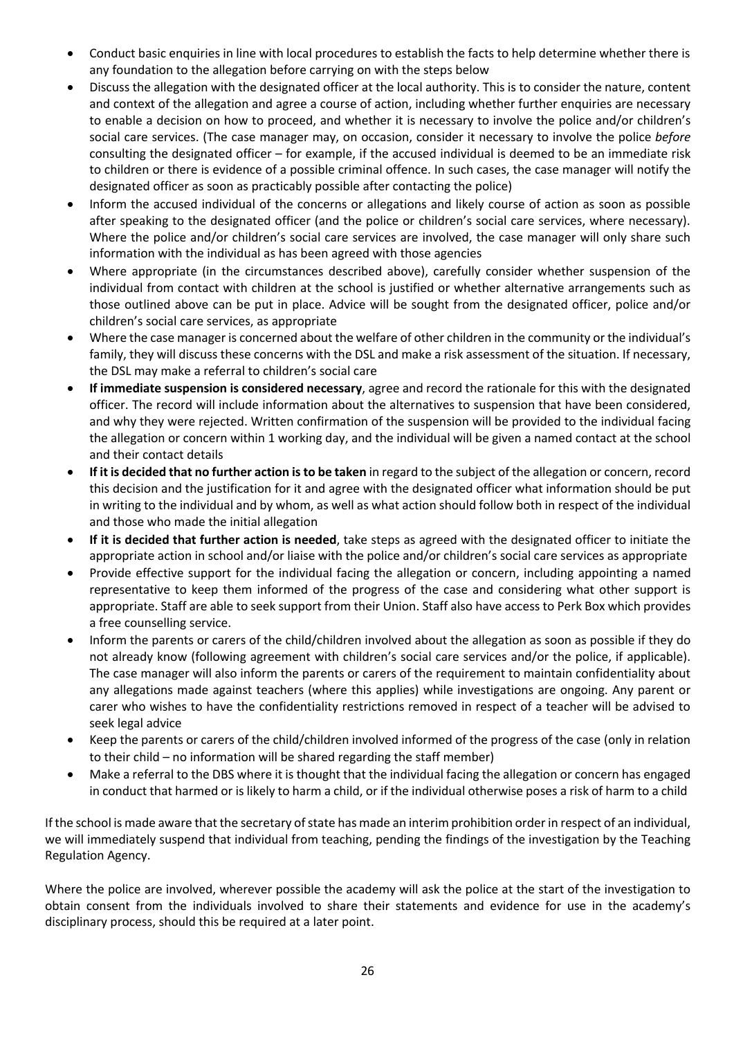- Conduct basic enquiries in line with local procedures to establish the facts to help determine whether there is any foundation to the allegation before carrying on with the steps below
- Discuss the allegation with the designated officer at the local authority. This is to consider the nature, content and context of the allegation and agree a course of action, including whether further enquiries are necessary to enable a decision on how to proceed, and whether it is necessary to involve the police and/or children's social care services. (The case manager may, on occasion, consider it necessary to involve the police *before* consulting the designated officer – for example, if the accused individual is deemed to be an immediate risk to children or there is evidence of a possible criminal offence. In such cases, the case manager will notify the designated officer as soon as practicably possible after contacting the police)
- Inform the accused individual of the concerns or allegations and likely course of action as soon as possible after speaking to the designated officer (and the police or children's social care services, where necessary). Where the police and/or children's social care services are involved, the case manager will only share such information with the individual as has been agreed with those agencies
- Where appropriate (in the circumstances described above), carefully consider whether suspension of the individual from contact with children at the school is justified or whether alternative arrangements such as those outlined above can be put in place. Advice will be sought from the designated officer, police and/or children's social care services, as appropriate
- Where the case manager is concerned about the welfare of other children in the community or the individual's family, they will discuss these concerns with the DSL and make a risk assessment of the situation. If necessary, the DSL may make a referral to children's social care
- **If immediate suspension is considered necessary**, agree and record the rationale for this with the designated officer. The record will include information about the alternatives to suspension that have been considered, and why they were rejected. Written confirmation of the suspension will be provided to the individual facing the allegation or concern within 1 working day, and the individual will be given a named contact at the school and their contact details
- **If it is decided that no further action is to be taken** in regard to the subject of the allegation or concern, record this decision and the justification for it and agree with the designated officer what information should be put in writing to the individual and by whom, as well as what action should follow both in respect of the individual and those who made the initial allegation
- **If it is decided that further action is needed**, take steps as agreed with the designated officer to initiate the appropriate action in school and/or liaise with the police and/or children's social care services as appropriate
- Provide effective support for the individual facing the allegation or concern, including appointing a named representative to keep them informed of the progress of the case and considering what other support is appropriate. Staff are able to seek support from their Union. Staff also have access to Perk Box which provides a free counselling service.
- Inform the parents or carers of the child/children involved about the allegation as soon as possible if they do not already know (following agreement with children's social care services and/or the police, if applicable). The case manager will also inform the parents or carers of the requirement to maintain confidentiality about any allegations made against teachers (where this applies) while investigations are ongoing. Any parent or carer who wishes to have the confidentiality restrictions removed in respect of a teacher will be advised to seek legal advice
- Keep the parents or carers of the child/children involved informed of the progress of the case (only in relation to their child – no information will be shared regarding the staff member)
- Make a referral to the DBS where it is thought that the individual facing the allegation or concern has engaged in conduct that harmed or is likely to harm a child, or if the individual otherwise poses a risk of harm to a child

If the school is made aware that the secretary of state has made an interim prohibition order in respect of an individual, we will immediately suspend that individual from teaching, pending the findings of the investigation by the Teaching Regulation Agency.

Where the police are involved, wherever possible the academy will ask the police at the start of the investigation to obtain consent from the individuals involved to share their statements and evidence for use in the academy's disciplinary process, should this be required at a later point.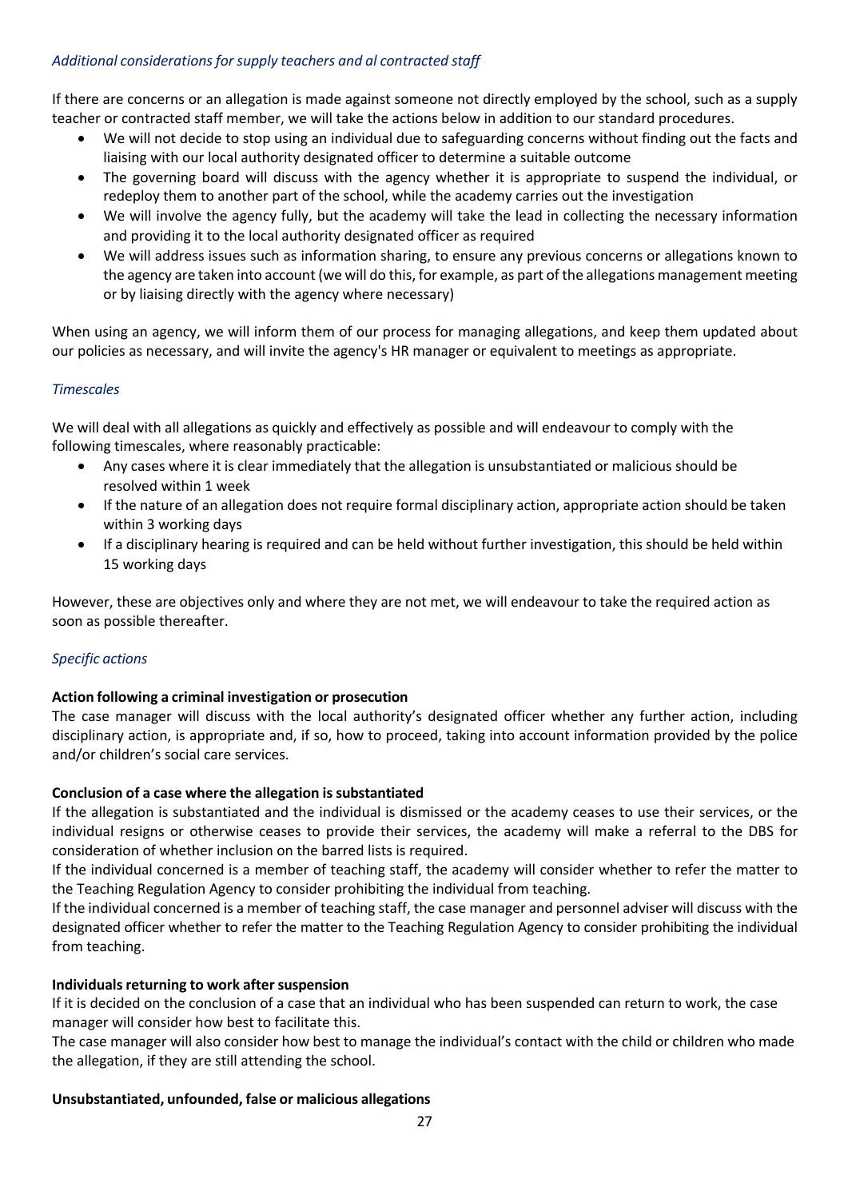*Additional considerations for supply teachers and al contracted staff*

If there are concerns or an allegation is made against someone not directly employed by the school, such as a supply teacher or contracted staff member, we will take the actions below in addition to our standard procedures.

- We will not decide to stop using an individual due to safeguarding concerns without finding out the facts and liaising with our local authority designated officer to determine a suitable outcome
- The governing board will discuss with the agency whether it is appropriate to suspend the individual, or redeploy them to another part of the school, while the academy carries out the investigation
- We will involve the agency fully, but the academy will take the lead in collecting the necessary information and providing it to the local authority designated officer as required
- We will address issues such as information sharing, to ensure any previous concerns or allegations known to the agency are taken into account (we will do this, for example, as part of the allegations management meeting or by liaising directly with the agency where necessary)

When using an agency, we will inform them of our process for managing allegations, and keep them updated about our policies as necessary, and will invite the agency's HR manager or equivalent to meetings as appropriate.

*Timescales*

We will deal with all allegations as quickly and effectively as possible and will endeavour to comply with the following timescales, where reasonably practicable:

- Any cases where it is clear immediately that the allegation is unsubstantiated or malicious should be resolved within 1 week
- If the nature of an allegation does not require formal disciplinary action, appropriate action should be taken within 3 working days
- If a disciplinary hearing is required and can be held without further investigation, this should be held within 15 working days

However, these are objectives only and where they are not met, we will endeavour to take the required action as soon as possible thereafter.

*Specific actions*

**Action following a criminal investigation or prosecution**

The case manager will discuss with the local authority's designated officer whether any further action, including disciplinary action, is appropriate and, if so, how to proceed, taking into account information provided by the police and/or children's social care services.

**Conclusion of a case where the allegation is substantiated**

If the allegation is substantiated and the individual is dismissed or the academy ceases to use their services, or the individual resigns or otherwise ceases to provide their services, the academy will make a referral to the DBS for consideration of whether inclusion on the barred lists is required.

If the individual concerned is a member of teaching staff, the academy will consider whether to refer the matter to the Teaching Regulation Agency to consider prohibiting the individual from teaching.

If the individual concerned is a member of teaching staff, the case manager and personnel adviser will discuss with the designated officer whether to refer the matter to the Teaching Regulation Agency to consider prohibiting the individual from teaching.

**Individuals returning to work after suspension**

If it is decided on the conclusion of a case that an individual who has been suspended can return to work, the case manager will consider how best to facilitate this.

The case manager will also consider how best to manage the individual's contact with the child or children who made the allegation, if they are still attending the school.

**Unsubstantiated, unfounded, false or malicious allegations**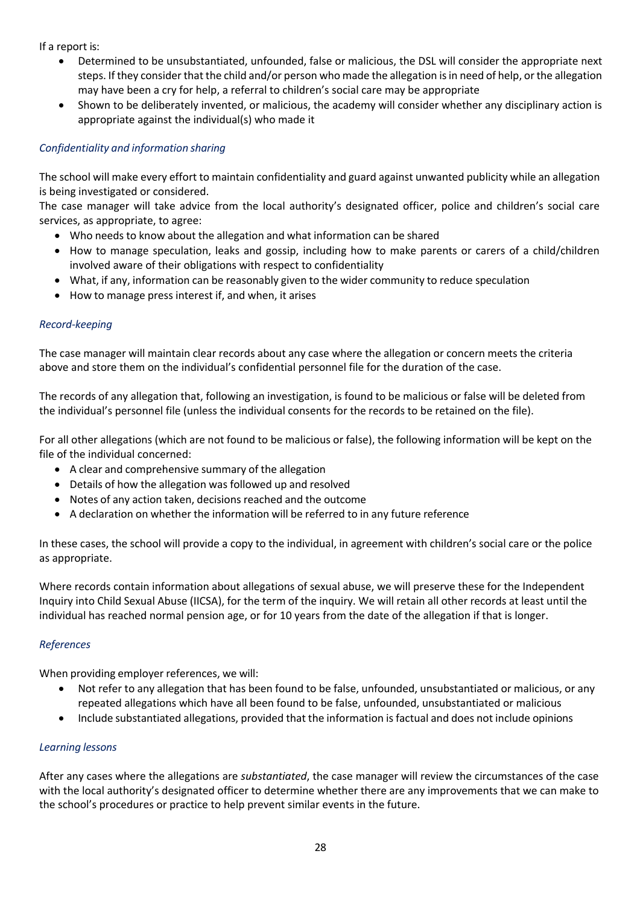If a report is:

- Determined to be unsubstantiated, unfounded, false or malicious, the DSL will consider the appropriate next steps. If they consider that the child and/or person who made the allegation is in need of help, or the allegation may have been a cry for help, a referral to children's social care may be appropriate
- Shown to be deliberately invented, or malicious, the academy will consider whether any disciplinary action is appropriate against the individual(s) who made it

### *Confidentiality and information sharing*

The school will make every effort to maintain confidentiality and guard against unwanted publicity while an allegation is being investigated or considered.

The case manager will take advice from the local authority's designated officer, police and children's social care services, as appropriate, to agree:

- Who needs to know about the allegation and what information can be shared
- How to manage speculation, leaks and gossip, including how to make parents or carers of a child/children involved aware of their obligations with respect to confidentiality
- What, if any, information can be reasonably given to the wider community to reduce speculation
- How to manage press interest if, and when, it arises

### *Record-keeping*

The case manager will maintain clear records about any case where the allegation or concern meets the criteria above and store them on the individual's confidential personnel file for the duration of the case.

The records of any allegation that, following an investigation, is found to be malicious or false will be deleted from the individual's personnel file (unless the individual consents for the records to be retained on the file).

For all other allegations (which are not found to be malicious or false), the following information will be kept on the file of the individual concerned:

- A clear and comprehensive summary of the allegation
- Details of how the allegation was followed up and resolved
- Notes of any action taken, decisions reached and the outcome
- A declaration on whether the information will be referred to in any future reference

In these cases, the school will provide a copy to the individual, in agreement with children's social care or the police as appropriate.

Where records contain information about allegations of sexual abuse, we will preserve these for the Independent Inquiry into Child Sexual Abuse (IICSA), for the term of the inquiry. We will retain all other records at least until the individual has reached normal pension age, or for 10 years from the date of the allegation if that is longer.

### *References*

When providing employer references, we will:

- Not refer to any allegation that has been found to be false, unfounded, unsubstantiated or malicious, or any repeated allegations which have all been found to be false, unfounded, unsubstantiated or malicious
- Include substantiated allegations, provided that the information is factual and does not include opinions

### *Learning lessons*

After any cases where the allegations are *substantiated*, the case manager will review the circumstances of the case with the local authority's designated officer to determine whether there are any improvements that we can make to the school's procedures or practice to help prevent similar events in the future.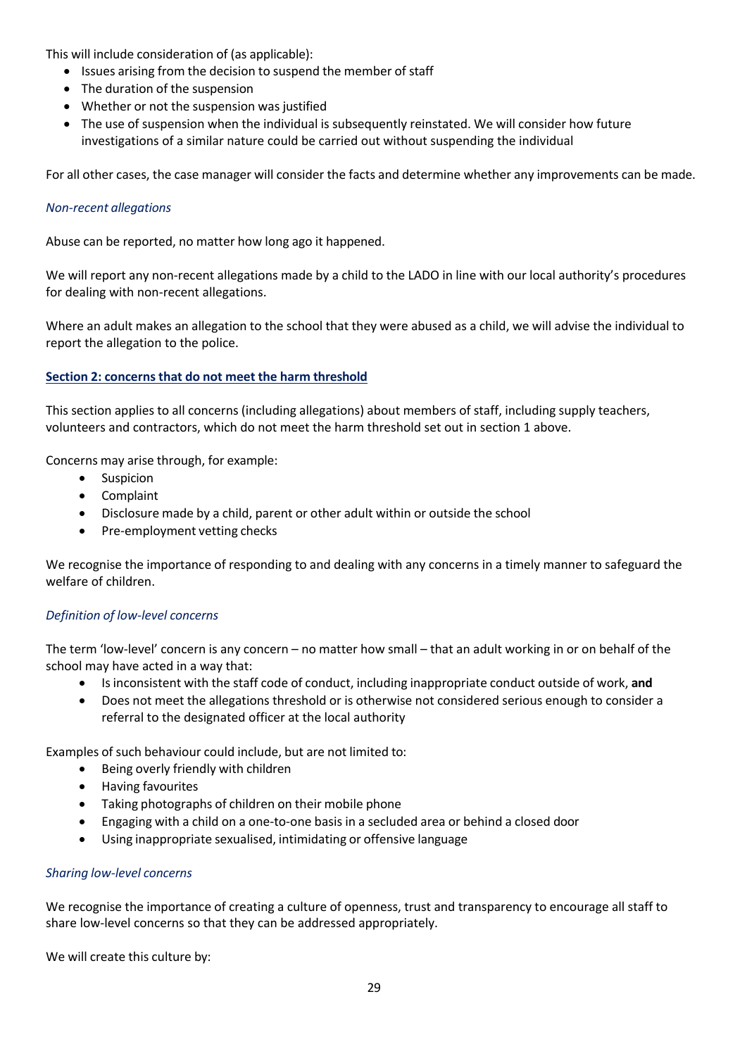This will include consideration of (as applicable):

- Issues arising from the decision to suspend the member of staff
- The duration of the suspension
- Whether or not the suspension was justified
- The use of suspension when the individual is subsequently reinstated. We will consider how future investigations of a similar nature could be carried out without suspending the individual

For all other cases, the case manager will consider the facts and determine whether any improvements can be made.

### *Non-recent allegations*

Abuse can be reported, no matter how long ago it happened.

We will report any non-recent allegations made by a child to the LADO in line with our local authority's procedures for dealing with non-recent allegations.

Where an adult makes an allegation to the school that they were abused as a child, we will advise the individual to report the allegation to the police.

## Section 2: concerns that do not meet the harm threshold

This section applies to all concerns (including allegations) about members of staff, including supply teachers, volunteers and contractors, which do not meet the harm threshold set out in section 1 above.

Concerns may arise through, for example:

- Suspicion
- Complaint
- Disclosure made by a child, parent or other adult within or outside the school
- Pre-employment vetting checks

We recognise the importance of responding to and dealing with any concerns in a timely manner to safeguard the welfare of children.

### *Definition of low-level concerns*

The term 'low-level' concern is any concern – no matter how small – that an adult working in or on behalf of the school may have acted in a way that:

- Is inconsistent with the staff code of conduct, including inappropriate conduct outside of work, **and**
- Does not meet the allegations threshold or is otherwise not considered serious enough to consider a referral to the designated officer at the local authority

Examples of such behaviour could include, but are not limited to:

- Being overly friendly with children
- Having favourites
- Taking photographs of children on their mobile phone
- Engaging with a child on a one-to-one basis in a secluded area or behind a closed door
- Using inappropriate sexualised, intimidating or offensive language

### *Sharing low-level concerns*

We recognise the importance of creating a culture of openness, trust and transparency to encourage all staff to share low-level concerns so that they can be addressed appropriately.

We will create this culture by: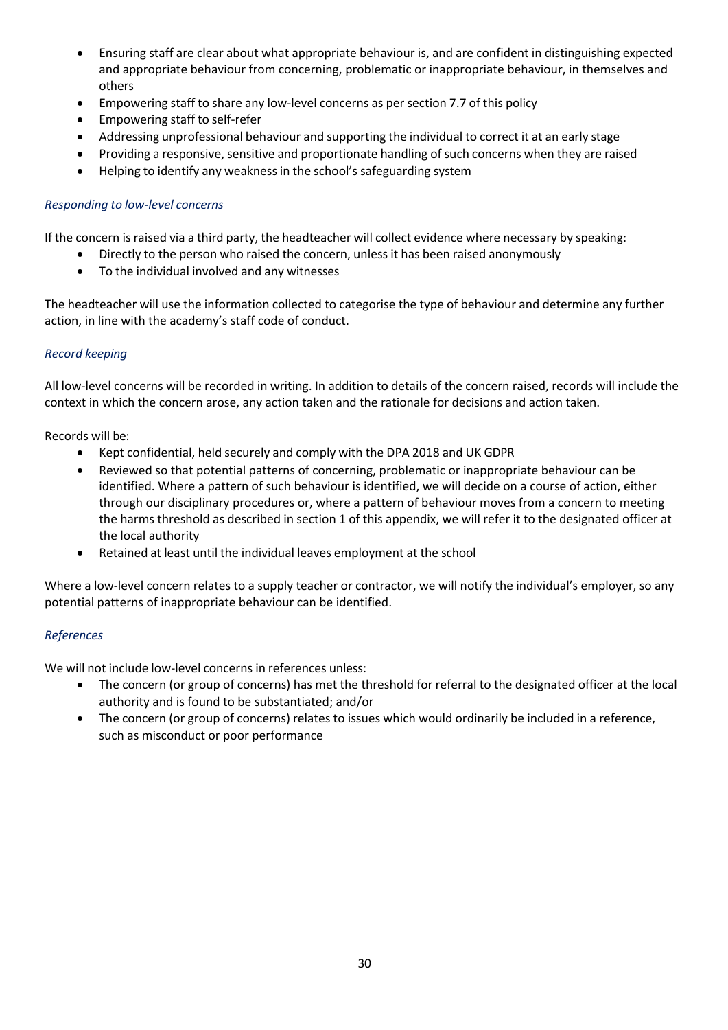- Ensuring staff are clear about what appropriate behaviour is, and are confident in distinguishing expected and appropriate behaviour from concerning, problematic or inappropriate behaviour, in themselves and others
- Empowering staff to share any low-level concerns as per section 7.7 of this policy
- Empowering staff to self-refer
- Addressing unprofessional behaviour and supporting the individual to correct it at an early stage
- Providing a responsive, sensitive and proportionate handling of such concerns when they are raised
- Helping to identify any weakness in the school's safeguarding system

*Responding to low-level concerns*

If the concern is raised via a third party, the headteacher will collect evidence where necessary by speaking:

- Directly to the person who raised the concern, unless it has been raised anonymously
- To the individual involved and any witnesses

The headteacher will use the information collected to categorise the type of behaviour and determine any further action, in line with the academy's staff code of conduct.

*Record keeping*

All low-level concerns will be recorded in writing. In addition to details of the concern raised, records will include the context in which the concern arose, any action taken and the rationale for decisions and action taken.

Records will be:

- Kept confidential, held securely and comply with the DPA 2018 and UK GDPR
- Reviewed so that potential patterns of concerning, problematic or inappropriate behaviour can be identified. Where a pattern of such behaviour is identified, we will decide on a course of action, either through our disciplinary procedures or, where a pattern of behaviour moves from a concern to meeting the harms threshold as described in section 1 of this appendix, we will refer it to the designated officer at the local authority
- Retained at least until the individual leaves employment at the school

Where a low-level concern relates to a supply teacher or contractor, we will notify the individual's employer, so any potential patterns of inappropriate behaviour can be identified.

*References*

We will not include low-level concerns in references unless:

- The concern (or group of concerns) has met the threshold for referral to the designated officer at the local authority and is found to be substantiated; and/or
- The concern (or group of concerns) relates to issues which would ordinarily be included in a reference, such as misconduct or poor performance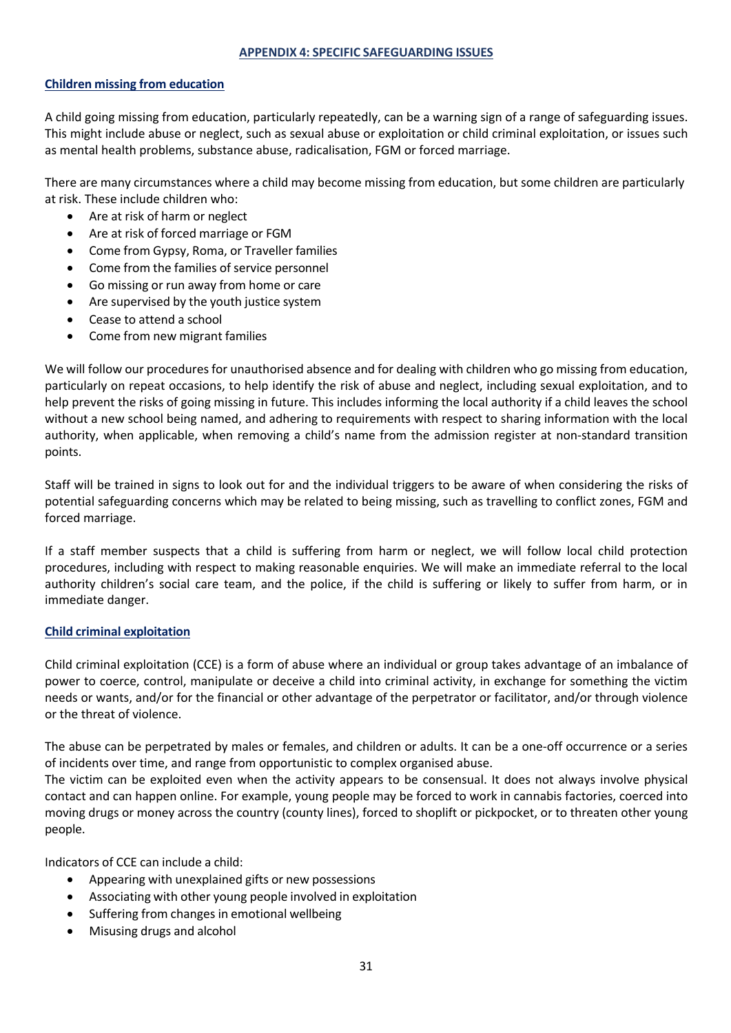## APPENDIX 4: SPECIFIC SAFEGUARDING ISSUES

### Children missing from education

A child going missing from education, particularly repeatedly, can be a warning sign of a range of safeguarding issues. This might include abuse or neglect, such as sexual abuse or exploitation or child criminal exploitation, or issues such as mental health problems, substance abuse, radicalisation, FGM or forced marriage.

There are many circumstances where a child may become missing from education, but some children are particularly at risk. These include children who:

- Are at risk of harm or neglect
- Are at risk of forced marriage or FGM
- Come from Gypsy, Roma, or Traveller families
- Come from the families of service personnel
- Go missing or run away from home or care
- Are supervised by the youth justice system
- Cease to attend a school
- Come from new migrant families

We will follow our procedures for unauthorised absence and for dealing with children who go missing from education, particularly on repeat occasions, to help identify the risk of abuse and neglect, including sexual exploitation, and to help prevent the risks of going missing in future. This includes informing the local authority if a child leaves the school without a new school being named, and adhering to requirements with respect to sharing information with the local authority, when applicable, when removing a child's name from the admission register at non-standard transition points.

Staff will be trained in signs to look out for and the individual triggers to be aware of when considering the risks of potential safeguarding concerns which may be related to being missing, such as travelling to conflict zones, FGM and forced marriage.

If a staff member suspects that a child is suffering from harm or neglect, we will follow local child protection procedures, including with respect to making reasonable enquiries. We will make an immediate referral to the local authority children's social care team, and the police, if the child is suffering or likely to suffer from harm, or in immediate danger.

### Child criminal exploitation

Child criminal exploitation (CCE) is a form of abuse where an individual or group takes advantage of an imbalance of power to coerce, control, manipulate or deceive a child into criminal activity, in exchange for something the victim needs or wants, and/or for the financial or other advantage of the perpetrator or facilitator, and/or through violence or the threat of violence.

The abuse can be perpetrated by males or females, and children or adults. It can be a one-off occurrence or a series of incidents over time, and range from opportunistic to complex organised abuse.

The victim can be exploited even when the activity appears to be consensual. It does not always involve physical contact and can happen online. For example, young people may be forced to work in cannabis factories, coerced into moving drugs or money across the country (county lines), forced to shoplift or pickpocket, or to threaten other young people.

Indicators of CCE can include a child:

- Appearing with unexplained gifts or new possessions
- Associating with other young people involved in exploitation
- Suffering from changes in emotional wellbeing
- Misusing drugs and alcohol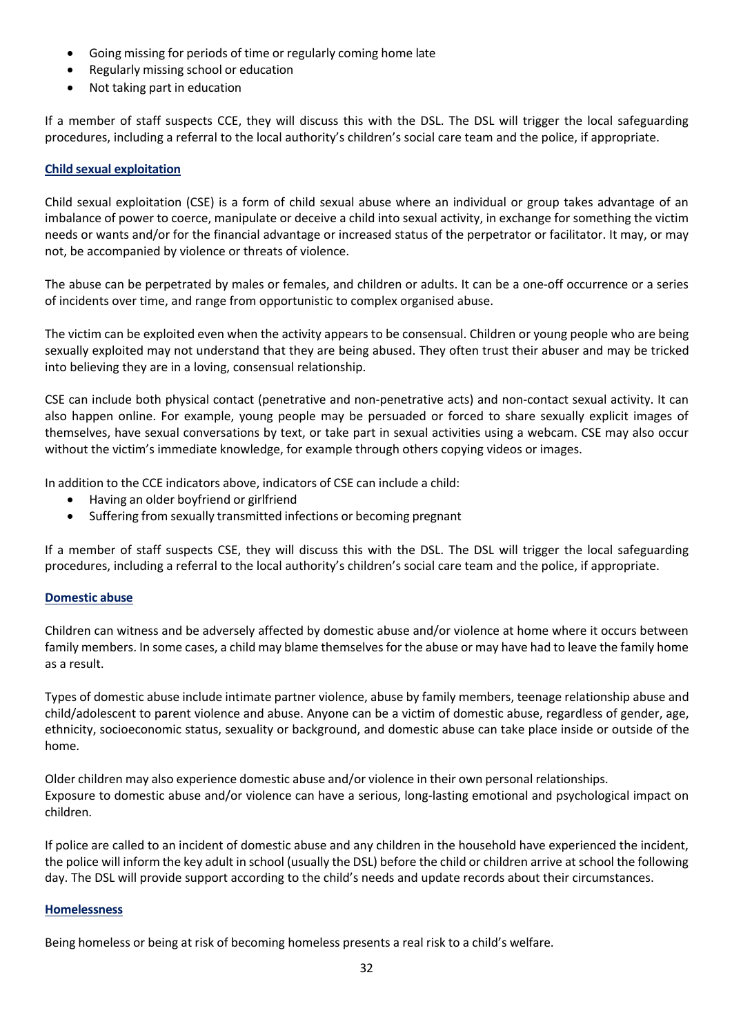- Going missing for periods of time or regularly coming home late
- Regularly missing school or education
- Not taking part in education

If a member of staff suspects CCE, they will discuss this with the DSL. The DSL will trigger the local safeguarding procedures, including a referral to the local authority's children's social care team and the police, if appropriate.

### Child sexual exploitation

Child sexual exploitation (CSE) is a form of child sexual abuse where an individual or group takes advantage of an imbalance of power to coerce, manipulate or deceive a child into sexual activity, in exchange for something the victim needs or wants and/or for the financial advantage or increased status of the perpetrator or facilitator. It may, or may not, be accompanied by violence or threats of violence.

The abuse can be perpetrated by males or females, and children or adults. It can be a one-off occurrence or a series of incidents over time, and range from opportunistic to complex organised abuse.

The victim can be exploited even when the activity appears to be consensual. Children or young people who are being sexually exploited may not understand that they are being abused. They often trust their abuser and may be tricked into believing they are in a loving, consensual relationship.

CSE can include both physical contact (penetrative and non-penetrative acts) and non-contact sexual activity. It can also happen online. For example, young people may be persuaded or forced to share sexually explicit images of themselves, have sexual conversations by text, or take part in sexual activities using a webcam. CSE may also occur without the victim's immediate knowledge, for example through others copying videos or images.

In addition to the CCE indicators above, indicators of CSE can include a child:

- Having an older boyfriend or girlfriend
- Suffering from sexually transmitted infections or becoming pregnant

If a member of staff suspects CSE, they will discuss this with the DSL. The DSL will trigger the local safeguarding procedures, including a referral to the local authority's children's social care team and the police, if appropriate.

### Domestic abuse

Children can witness and be adversely affected by domestic abuse and/or violence at home where it occurs between family members. In some cases, a child may blame themselves for the abuse or may have had to leave the family home as a result.

Types of domestic abuse include intimate partner violence, abuse by family members, teenage relationship abuse and child/adolescent to parent violence and abuse. Anyone can be a victim of domestic abuse, regardless of gender, age, ethnicity, socioeconomic status, sexuality or background, and domestic abuse can take place inside or outside of the home.

Older children may also experience domestic abuse and/or violence in their own personal relationships.
Exposure to domestic abuse and/or violence can have a serious, long-lasting emotional and psychological impact on children.

If police are called to an incident of domestic abuse and any children in the household have experienced the incident, the police will inform the key adult in school (usually the DSL) before the child or children arrive at school the following day. The DSL will provide support according to the child's needs and update records about their circumstances.

### Homelessness

Being homeless or being at risk of becoming homeless presents a real risk to a child's welfare.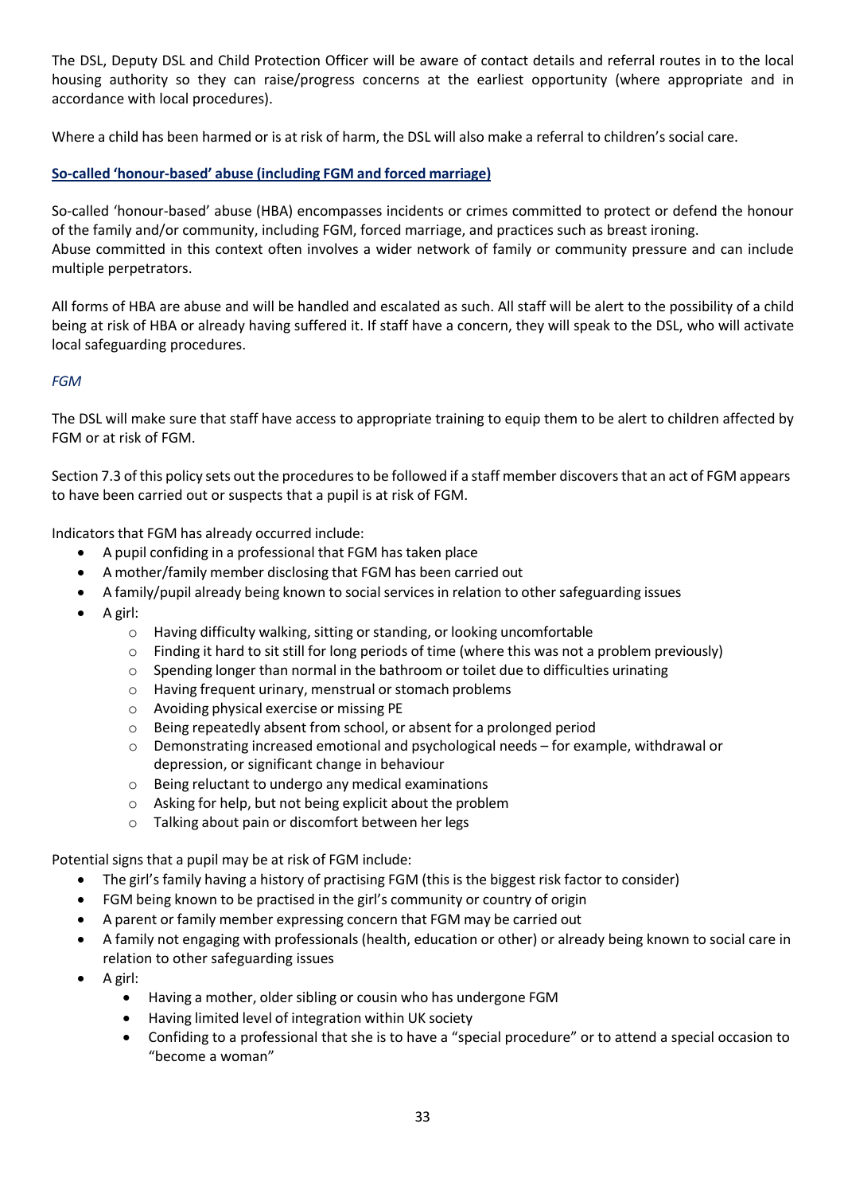The DSL, Deputy DSL and Child Protection Officer will be aware of contact details and referral routes in to the local housing authority so they can raise/progress concerns at the earliest opportunity (where appropriate and in accordance with local procedures).

Where a child has been harmed or is at risk of harm, the DSL will also make a referral to children's social care.

**So-called 'honour-based' abuse (including FGM and forced marriage)**

So-called 'honour-based' abuse (HBA) encompasses incidents or crimes committed to protect or defend the honour of the family and/or community, including FGM, forced marriage, and practices such as breast ironing.
Abuse committed in this context often involves a wider network of family or community pressure and can include multiple perpetrators.

All forms of HBA are abuse and will be handled and escalated as such. All staff will be alert to the possibility of a child being at risk of HBA or already having suffered it. If staff have a concern, they will speak to the DSL, who will activate local safeguarding procedures.

*FGM*

The DSL will make sure that staff have access to appropriate training to equip them to be alert to children affected by FGM or at risk of FGM.

Section 7.3 of this policy sets out the procedures to be followed if a staff member discovers that an act of FGM appears to have been carried out or suspects that a pupil is at risk of FGM.

Indicators that FGM has already occurred include:

- A pupil confiding in a professional that FGM has taken place
- A mother/family member disclosing that FGM has been carried out
- A family/pupil already being known to social services in relation to other safeguarding issues
- A girl:
  - Having difficulty walking, sitting or standing, or looking uncomfortable
  - Finding it hard to sit still for long periods of time (where this was not a problem previously)
  - Spending longer than normal in the bathroom or toilet due to difficulties urinating
  - Having frequent urinary, menstrual or stomach problems
  - Avoiding physical exercise or missing PE
  - Being repeatedly absent from school, or absent for a prolonged period
  - Demonstrating increased emotional and psychological needs – for example, withdrawal or depression, or significant change in behaviour
  - Being reluctant to undergo any medical examinations
  - Asking for help, but not being explicit about the problem
  - Talking about pain or discomfort between her legs

Potential signs that a pupil may be at risk of FGM include:

- The girl's family having a history of practising FGM (this is the biggest risk factor to consider)
- FGM being known to be practised in the girl's community or country of origin
- A parent or family member expressing concern that FGM may be carried out
- A family not engaging with professionals (health, education or other) or already being known to social care in relation to other safeguarding issues
- A girl:
  - Having a mother, older sibling or cousin who has undergone FGM
  - Having limited level of integration within UK society
  - Confiding to a professional that she is to have a "special procedure" or to attend a special occasion to "become a woman"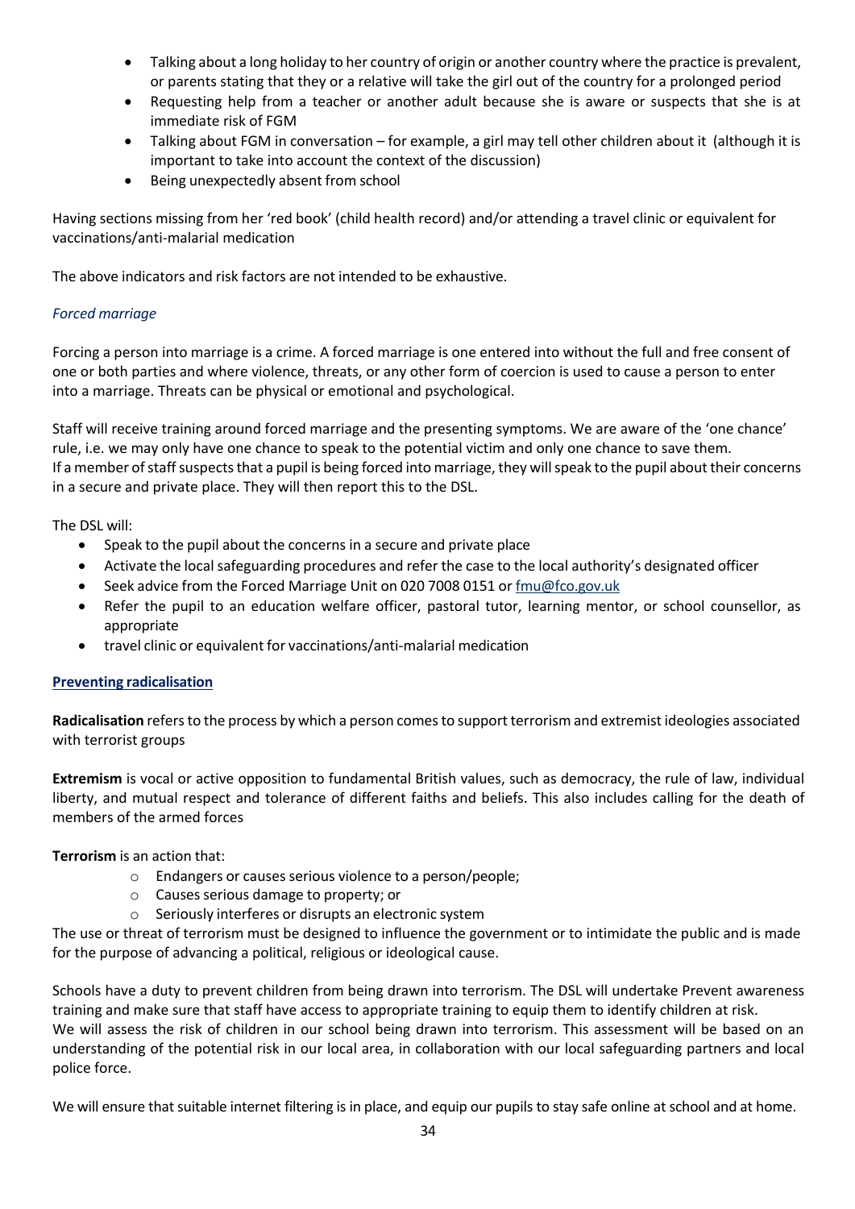- Talking about a long holiday to her country of origin or another country where the practice is prevalent, or parents stating that they or a relative will take the girl out of the country for a prolonged period
- Requesting help from a teacher or another adult because she is aware or suspects that she is at immediate risk of FGM
- Talking about FGM in conversation – for example, a girl may tell other children about it (although it is important to take into account the context of the discussion)
- Being unexpectedly absent from school

Having sections missing from her 'red book' (child health record) and/or attending a travel clinic or equivalent for vaccinations/anti-malarial medication

The above indicators and risk factors are not intended to be exhaustive.

*Forced marriage*

Forcing a person into marriage is a crime. A forced marriage is one entered into without the full and free consent of one or both parties and where violence, threats, or any other form of coercion is used to cause a person to enter into a marriage. Threats can be physical or emotional and psychological.

Staff will receive training around forced marriage and the presenting symptoms. We are aware of the 'one chance' rule, i.e. we may only have one chance to speak to the potential victim and only one chance to save them. If a member of staff suspects that a pupil is being forced into marriage, they will speak to the pupil about their concerns in a secure and private place. They will then report this to the DSL.

The DSL will:

- Speak to the pupil about the concerns in a secure and private place
- Activate the local safeguarding procedures and refer the case to the local authority's designated officer
- Seek advice from the Forced Marriage Unit on 020 7008 0151 or fmu@fco.gov.uk
- Refer the pupil to an education welfare officer, pastoral tutor, learning mentor, or school counsellor, as appropriate
- travel clinic or equivalent for vaccinations/anti-malarial medication

**Preventing radicalisation**

**Radicalisation** refers to the process by which a person comes to support terrorism and extremist ideologies associated with terrorist groups

**Extremism** is vocal or active opposition to fundamental British values, such as democracy, the rule of law, individual liberty, and mutual respect and tolerance of different faiths and beliefs. This also includes calling for the death of members of the armed forces

**Terrorism** is an action that:

- Endangers or causes serious violence to a person/people;
- Causes serious damage to property; or
- Seriously interferes or disrupts an electronic system

The use or threat of terrorism must be designed to influence the government or to intimidate the public and is made for the purpose of advancing a political, religious or ideological cause.

Schools have a duty to prevent children from being drawn into terrorism. The DSL will undertake Prevent awareness training and make sure that staff have access to appropriate training to equip them to identify children at risk. We will assess the risk of children in our school being drawn into terrorism. This assessment will be based on an understanding of the potential risk in our local area, in collaboration with our local safeguarding partners and local police force.

We will ensure that suitable internet filtering is in place, and equip our pupils to stay safe online at school and at home.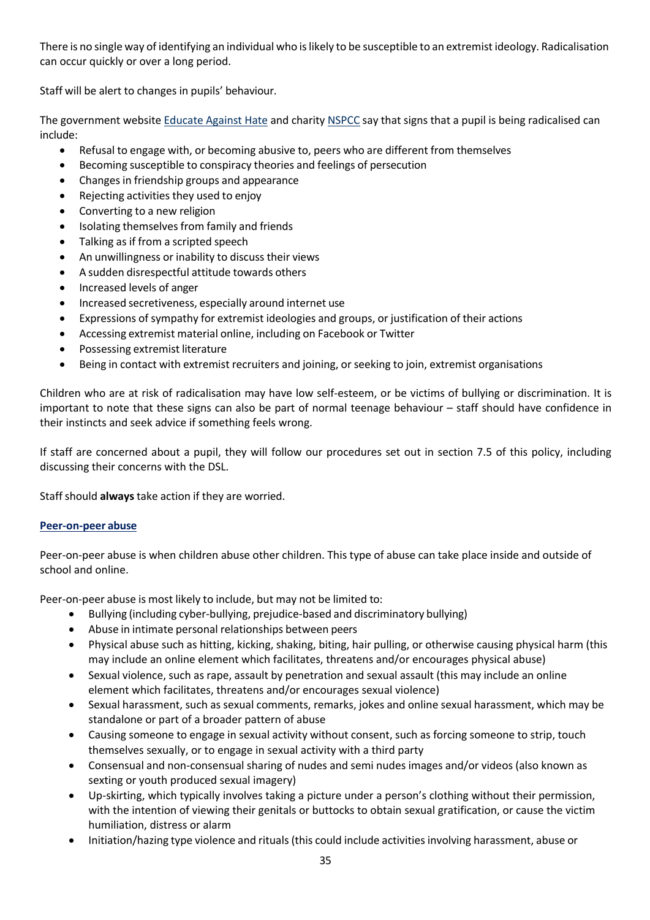There is no single way of identifying an individual who is likely to be susceptible to an extremist ideology. Radicalisation can occur quickly or over a long period.

Staff will be alert to changes in pupils' behaviour.

The government website Educate Against Hate and charity NSPCC say that signs that a pupil is being radicalised can include:

- Refusal to engage with, or becoming abusive to, peers who are different from themselves
- Becoming susceptible to conspiracy theories and feelings of persecution
- Changes in friendship groups and appearance
- Rejecting activities they used to enjoy
- Converting to a new religion
- Isolating themselves from family and friends
- Talking as if from a scripted speech
- An unwillingness or inability to discuss their views
- A sudden disrespectful attitude towards others
- Increased levels of anger
- Increased secretiveness, especially around internet use
- Expressions of sympathy for extremist ideologies and groups, or justification of their actions
- Accessing extremist material online, including on Facebook or Twitter
- Possessing extremist literature
- Being in contact with extremist recruiters and joining, or seeking to join, extremist organisations

Children who are at risk of radicalisation may have low self-esteem, or be victims of bullying or discrimination. It is important to note that these signs can also be part of normal teenage behaviour – staff should have confidence in their instincts and seek advice if something feels wrong.

If staff are concerned about a pupil, they will follow our procedures set out in section 7.5 of this policy, including discussing their concerns with the DSL.

Staff should **always** take action if they are worried.

**Peer-on-peer abuse**

Peer-on-peer abuse is when children abuse other children. This type of abuse can take place inside and outside of school and online.

Peer-on-peer abuse is most likely to include, but may not be limited to:

- Bullying (including cyber-bullying, prejudice-based and discriminatory bullying)
- Abuse in intimate personal relationships between peers
- Physical abuse such as hitting, kicking, shaking, biting, hair pulling, or otherwise causing physical harm (this may include an online element which facilitates, threatens and/or encourages physical abuse)
- Sexual violence, such as rape, assault by penetration and sexual assault (this may include an online element which facilitates, threatens and/or encourages sexual violence)
- Sexual harassment, such as sexual comments, remarks, jokes and online sexual harassment, which may be standalone or part of a broader pattern of abuse
- Causing someone to engage in sexual activity without consent, such as forcing someone to strip, touch themselves sexually, or to engage in sexual activity with a third party
- Consensual and non-consensual sharing of nudes and semi nudes images and/or videos (also known as sexting or youth produced sexual imagery)
- Up-skirting, which typically involves taking a picture under a person's clothing without their permission, with the intention of viewing their genitals or buttocks to obtain sexual gratification, or cause the victim humiliation, distress or alarm
- Initiation/hazing type violence and rituals (this could include activities involving harassment, abuse or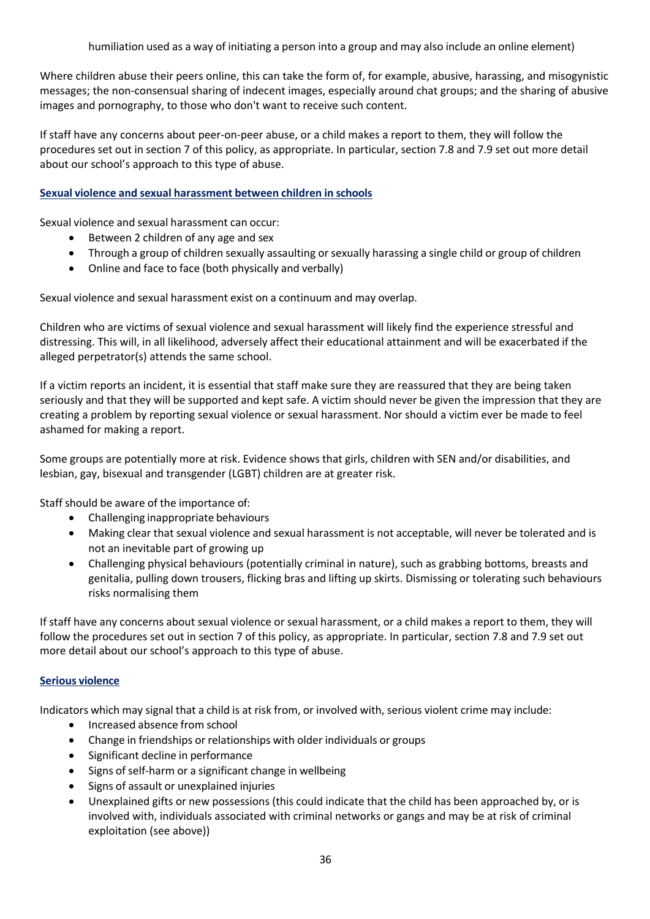humiliation used as a way of initiating a person into a group and may also include an online element)

Where children abuse their peers online, this can take the form of, for example, abusive, harassing, and misogynistic messages; the non-consensual sharing of indecent images, especially around chat groups; and the sharing of abusive images and pornography, to those who don't want to receive such content.

If staff have any concerns about peer-on-peer abuse, or a child makes a report to them, they will follow the procedures set out in section 7 of this policy, as appropriate. In particular, section 7.8 and 7.9 set out more detail about our school's approach to this type of abuse.

**Sexual violence and sexual harassment between children in schools**

Sexual violence and sexual harassment can occur:

- Between 2 children of any age and sex
- Through a group of children sexually assaulting or sexually harassing a single child or group of children
- Online and face to face (both physically and verbally)

Sexual violence and sexual harassment exist on a continuum and may overlap.

Children who are victims of sexual violence and sexual harassment will likely find the experience stressful and distressing. This will, in all likelihood, adversely affect their educational attainment and will be exacerbated if the alleged perpetrator(s) attends the same school.

If a victim reports an incident, it is essential that staff make sure they are reassured that they are being taken seriously and that they will be supported and kept safe. A victim should never be given the impression that they are creating a problem by reporting sexual violence or sexual harassment. Nor should a victim ever be made to feel ashamed for making a report.

Some groups are potentially more at risk. Evidence shows that girls, children with SEN and/or disabilities, and lesbian, gay, bisexual and transgender (LGBT) children are at greater risk.

Staff should be aware of the importance of:

- Challenging inappropriate behaviours
- Making clear that sexual violence and sexual harassment is not acceptable, will never be tolerated and is not an inevitable part of growing up
- Challenging physical behaviours (potentially criminal in nature), such as grabbing bottoms, breasts and genitalia, pulling down trousers, flicking bras and lifting up skirts. Dismissing or tolerating such behaviours risks normalising them

If staff have any concerns about sexual violence or sexual harassment, or a child makes a report to them, they will follow the procedures set out in section 7 of this policy, as appropriate. In particular, section 7.8 and 7.9 set out more detail about our school's approach to this type of abuse.

**Serious violence**

Indicators which may signal that a child is at risk from, or involved with, serious violent crime may include:

- Increased absence from school
- Change in friendships or relationships with older individuals or groups
- Significant decline in performance
- Signs of self-harm or a significant change in wellbeing
- Signs of assault or unexplained injuries
- Unexplained gifts or new possessions (this could indicate that the child has been approached by, or is involved with, individuals associated with criminal networks or gangs and may be at risk of criminal exploitation (see above))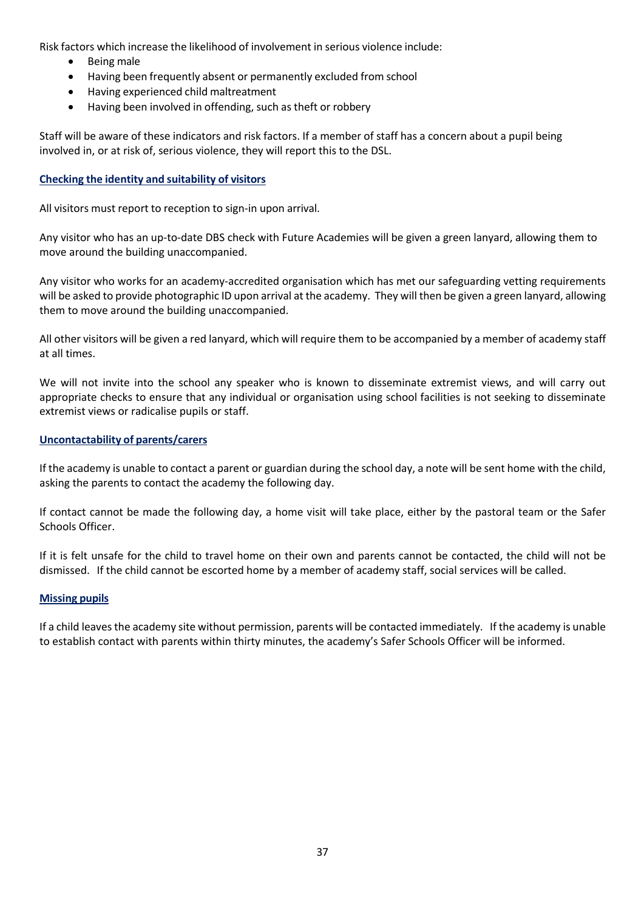Risk factors which increase the likelihood of involvement in serious violence include:

- Being male
- Having been frequently absent or permanently excluded from school
- Having experienced child maltreatment
- Having been involved in offending, such as theft or robbery

Staff will be aware of these indicators and risk factors. If a member of staff has a concern about a pupil being involved in, or at risk of, serious violence, they will report this to the DSL.

### Checking the identity and suitability of visitors

All visitors must report to reception to sign-in upon arrival.

Any visitor who has an up-to-date DBS check with Future Academies will be given a green lanyard, allowing them to move around the building unaccompanied.

Any visitor who works for an academy-accredited organisation which has met our safeguarding vetting requirements will be asked to provide photographic ID upon arrival at the academy. They will then be given a green lanyard, allowing them to move around the building unaccompanied.

All other visitors will be given a red lanyard, which will require them to be accompanied by a member of academy staff at all times.

We will not invite into the school any speaker who is known to disseminate extremist views, and will carry out appropriate checks to ensure that any individual or organisation using school facilities is not seeking to disseminate extremist views or radicalise pupils or staff.

### Uncontactability of parents/carers

If the academy is unable to contact a parent or guardian during the school day, a note will be sent home with the child, asking the parents to contact the academy the following day.

If contact cannot be made the following day, a home visit will take place, either by the pastoral team or the Safer Schools Officer.

If it is felt unsafe for the child to travel home on their own and parents cannot be contacted, the child will not be dismissed. If the child cannot be escorted home by a member of academy staff, social services will be called.

### Missing pupils

If a child leaves the academy site without permission, parents will be contacted immediately. If the academy is unable to establish contact with parents within thirty minutes, the academy's Safer Schools Officer will be informed.